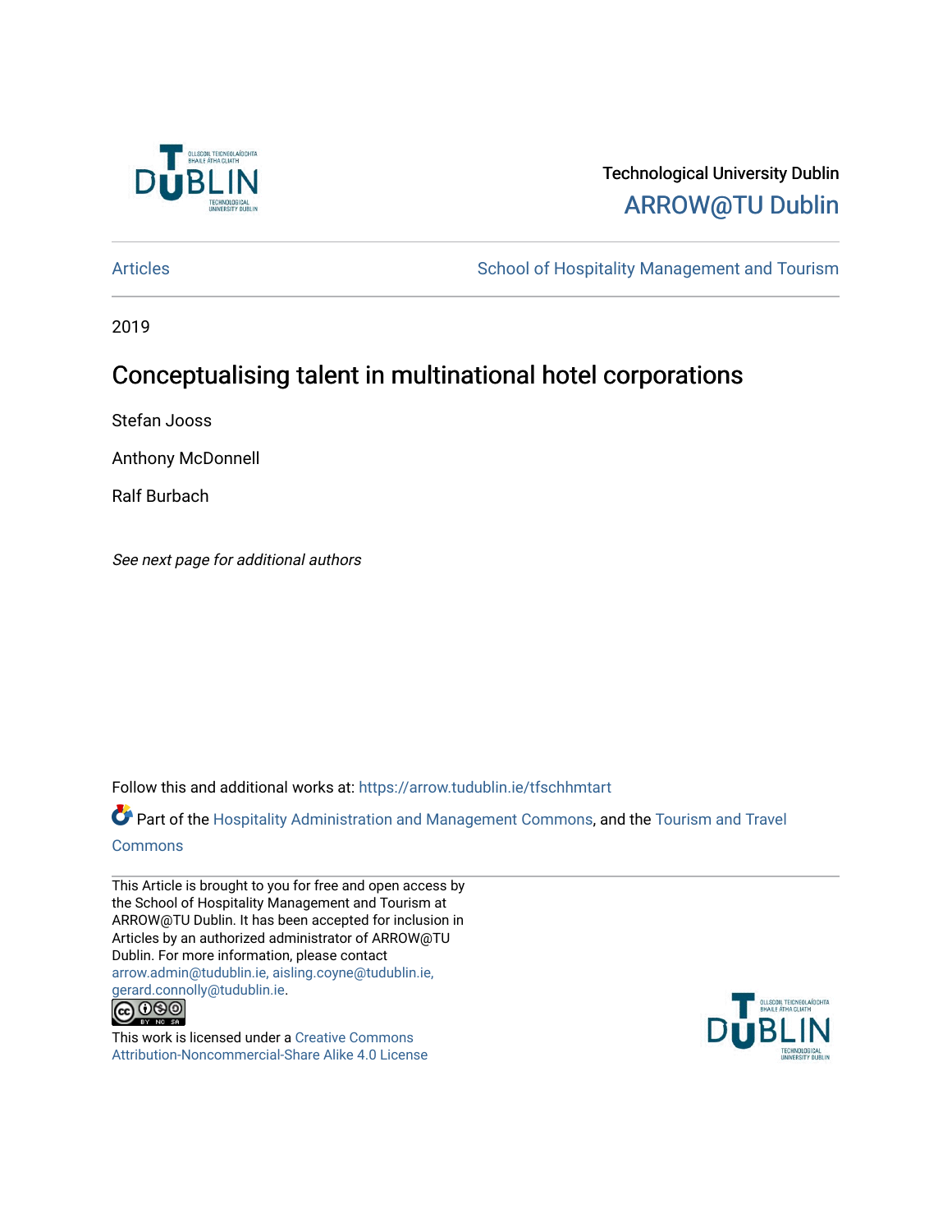Technological University Dublin

ARROW@TU Dublin

Articles | School of Hospitality Management and Tourism

2019

# Conceptualising talent in multinational hotel corporations

Stefan Jooss

Anthony McDonnell

Ralf Burbach

*See next page for additional authors*

Follow this and additional works at: https://arrow.tudublin.ie/tfschhmtart

Part of the Hospitality Administration and Management Commons, and the Tourism and Travel Commons

This Article is brought to you for free and open access by the School of Hospitality Management and Tourism at ARROW@TU Dublin. It has been accepted for inclusion in Articles by an authorized administrator of ARROW@TU Dublin. For more information, please contact arrow.admin@tudublin.ie, aisling.coyne@tudublin.ie, gerard.connolly@tudublin.ie.

This work is licensed under a Creative Commons Attribution-Noncommercial-Share Alike 4.0 License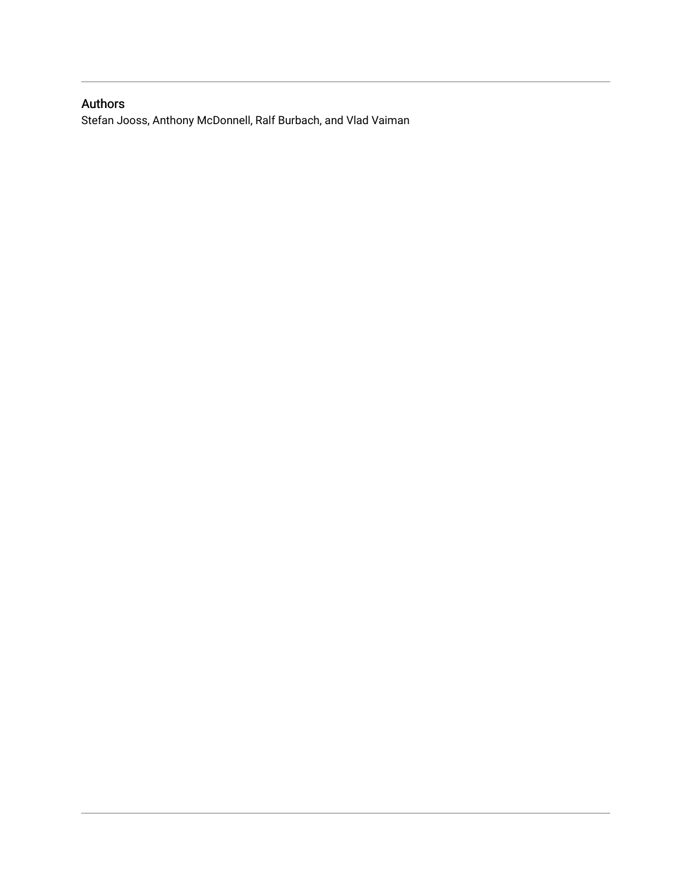## Authors

Stefan Jooss, Anthony McDonnell, Ralf Burbach, and Vlad Vaiman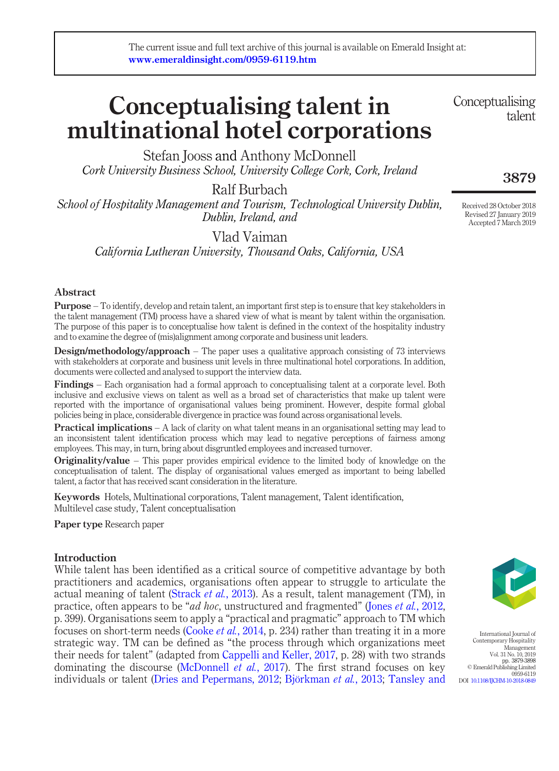# Conceptualising talent in multinational hotel corporations

Stefan Jooss and Anthony McDonnell
*Cork University Business School, University College Cork, Cork, Ireland*

Ralf Burbach
*School of Hospitality Management and Tourism, Technological University Dublin, Dublin, Ireland, and*

Vlad Vaiman
*California Lutheran University, Thousand Oaks, California, USA*

Received 28 October 2018
Revised 27 January 2019
Accepted 7 March 2019

## Abstract

**Purpose** – To identify, develop and retain talent, an important first step is to ensure that key stakeholders in the talent management (TM) process have a shared view of what is meant by talent within the organisation. The purpose of this paper is to conceptualise how talent is defined in the context of the hospitality industry and to examine the degree of (mis)alignment among corporate and business unit leaders.

**Design/methodology/approach** – The paper uses a qualitative approach consisting of 73 interviews with stakeholders at corporate and business unit levels in three multinational hotel corporations. In addition, documents were collected and analysed to support the interview data.

**Findings** – Each organisation had a formal approach to conceptualising talent at a corporate level. Both inclusive and exclusive views on talent as well as a broad set of characteristics that make up talent were reported with the importance of organisational values being prominent. However, despite formal global policies being in place, considerable divergence in practice was found across organisational levels.

**Practical implications** – A lack of clarity on what talent means in an organisational setting may lead to an inconsistent talent identification process which may lead to negative perceptions of fairness among employees. This may, in turn, bring about disgruntled employees and increased turnover.

**Originality/value** – This paper provides empirical evidence to the limited body of knowledge on the conceptualisation of talent. The display of organisational values emerged as important to being labelled talent, a factor that has received scant consideration in the literature.

**Keywords** Hotels, Multinational corporations, Talent management, Talent identification, Multilevel case study, Talent conceptualisation

**Paper type** Research paper

## Introduction

While talent has been identified as a critical source of competitive advantage by both practitioners and academics, organisations often appear to struggle to articulate the actual meaning of talent (Strack *et al.*, 2013). As a result, talent management (TM), in practice, often appears to be "*ad hoc*, unstructured and fragmented" (Jones *et al.*, 2012, p. 399). Organisations seem to apply a "practical and pragmatic" approach to TM which focuses on short-term needs (Cooke *et al.*, 2014, p. 234) rather than treating it in a more strategic way. TM can be defined as "the process through which organizations meet their needs for talent" (adapted from Cappelli and Keller, 2017, p. 28) with two strands dominating the discourse (McDonnell *et al.*, 2017). The first strand focuses on key individuals or talent (Dries and Pepermans, 2012; Björkman *et al.*, 2013; Tansley and

International Journal of Contemporary Hospitality Management
Vol. 31 No. 10, 2019
pp. 3879-3898
© Emerald Publishing Limited
0959-6119
DOI 10.1108/IJCHM-10-2018-0849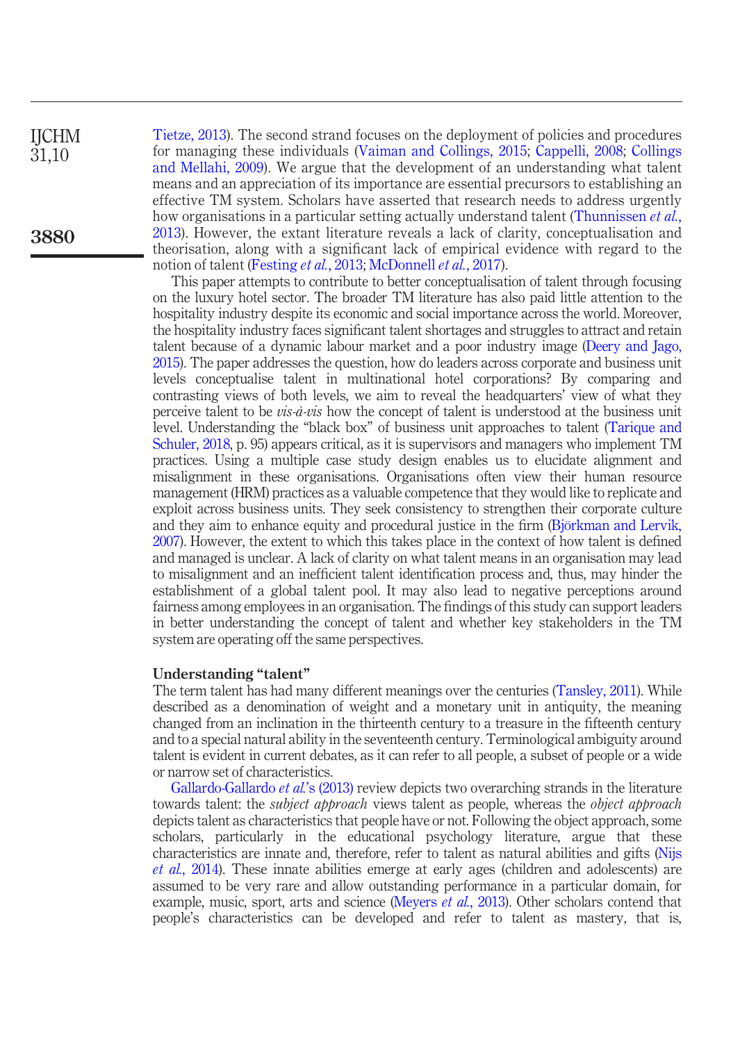Tietze, 2013). The second strand focuses on the deployment of policies and procedures for managing these individuals (Vaiman and Collings, 2015; Cappelli, 2008; Collings and Mellahi, 2009). We argue that the development of an understanding what talent means and an appreciation of its importance are essential precursors to establishing an effective TM system. Scholars have asserted that research needs to address urgently how organisations in a particular setting actually understand talent (Thunnissen *et al.*, 2013). However, the extant literature reveals a lack of clarity, conceptualisation and theorisation, along with a significant lack of empirical evidence with regard to the notion of talent (Festing *et al.*, 2013; McDonnell *et al.*, 2017).

This paper attempts to contribute to better conceptualisation of talent through focusing on the luxury hotel sector. The broader TM literature has also paid little attention to the hospitality industry despite its economic and social importance across the world. Moreover, the hospitality industry faces significant talent shortages and struggles to attract and retain talent because of a dynamic labour market and a poor industry image (Deery and Jago, 2015). The paper addresses the question, how do leaders across corporate and business unit levels conceptualise talent in multinational hotel corporations? By comparing and contrasting views of both levels, we aim to reveal the headquarters' view of what they perceive talent to be *vis-à-vis* how the concept of talent is understood at the business unit level. Understanding the "black box" of business unit approaches to talent (Tarique and Schuler, 2018, p. 95) appears critical, as it is supervisors and managers who implement TM practices. Using a multiple case study design enables us to elucidate alignment and misalignment in these organisations. Organisations often view their human resource management (HRM) practices as a valuable competence that they would like to replicate and exploit across business units. They seek consistency to strengthen their corporate culture and they aim to enhance equity and procedural justice in the firm (Björkman and Lervik, 2007). However, the extent to which this takes place in the context of how talent is defined and managed is unclear. A lack of clarity on what talent means in an organisation may lead to misalignment and an inefficient talent identification process and, thus, may hinder the establishment of a global talent pool. It may also lead to negative perceptions around fairness among employees in an organisation. The findings of this study can support leaders in better understanding the concept of talent and whether key stakeholders in the TM system are operating off the same perspectives.

## Understanding "talent"

The term talent has had many different meanings over the centuries (Tansley, 2011). While described as a denomination of weight and a monetary unit in antiquity, the meaning changed from an inclination in the thirteenth century to a treasure in the fifteenth century and to a special natural ability in the seventeenth century. Terminological ambiguity around talent is evident in current debates, as it can refer to all people, a subset of people or a wide or narrow set of characteristics.

Gallardo-Gallardo *et al.*'s (2013) review depicts two overarching strands in the literature towards talent: the *subject approach* views talent as people, whereas the *object approach* depicts talent as characteristics that people have or not. Following the object approach, some scholars, particularly in the educational psychology literature, argue that these characteristics are innate and, therefore, refer to talent as natural abilities and gifts (Nijs *et al.*, 2014). These innate abilities emerge at early ages (children and adolescents) are assumed to be very rare and allow outstanding performance in a particular domain, for example, music, sport, arts and science (Meyers *et al.*, 2013). Other scholars contend that people's characteristics can be developed and refer to talent as mastery, that is,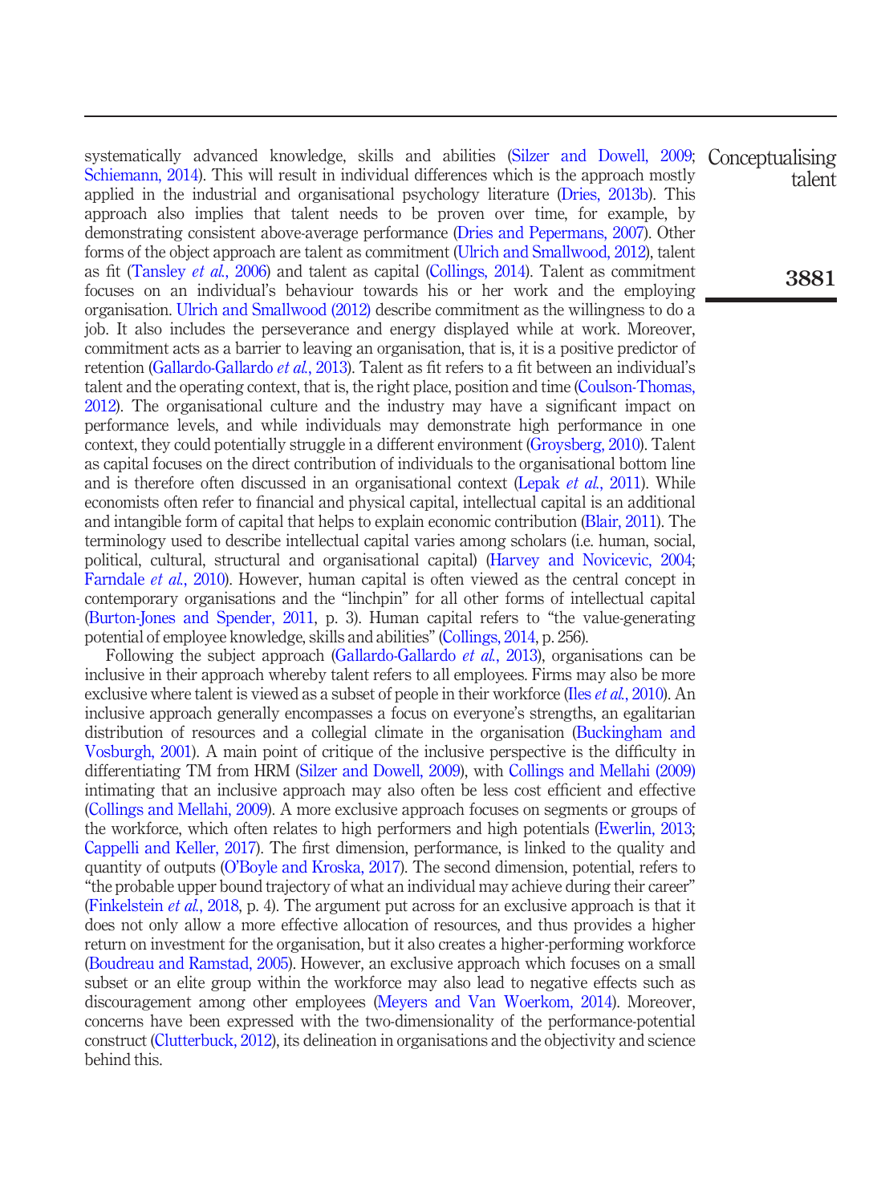systematically advanced knowledge, skills and abilities (Silzer and Dowell, 2009; Schiemann, 2014). This will result in individual differences which is the approach mostly applied in the industrial and organisational psychology literature (Dries, 2013b). This approach also implies that talent needs to be proven over time, for example, by demonstrating consistent above-average performance (Dries and Pepermans, 2007). Other forms of the object approach are talent as commitment (Ulrich and Smallwood, 2012), talent as fit (Tansley *et al.*, 2006) and talent as capital (Collings, 2014). Talent as commitment focuses on an individual's behaviour towards his or her work and the employing organisation. Ulrich and Smallwood (2012) describe commitment as the willingness to do a job. It also includes the perseverance and energy displayed while at work. Moreover, commitment acts as a barrier to leaving an organisation, that is, it is a positive predictor of retention (Gallardo-Gallardo *et al.*, 2013). Talent as fit refers to a fit between an individual's talent and the operating context, that is, the right place, position and time (Coulson-Thomas, 2012). The organisational culture and the industry may have a significant impact on performance levels, and while individuals may demonstrate high performance in one context, they could potentially struggle in a different environment (Groysberg, 2010). Talent as capital focuses on the direct contribution of individuals to the organisational bottom line and is therefore often discussed in an organisational context (Lepak *et al.*, 2011). While economists often refer to financial and physical capital, intellectual capital is an additional and intangible form of capital that helps to explain economic contribution (Blair, 2011). The terminology used to describe intellectual capital varies among scholars (i.e. human, social, political, cultural, structural and organisational capital) (Harvey and Novicevic, 2004; Farndale *et al.*, 2010). However, human capital is often viewed as the central concept in contemporary organisations and the "linchpin" for all other forms of intellectual capital (Burton-Jones and Spender, 2011, p. 3). Human capital refers to "the value-generating potential of employee knowledge, skills and abilities" (Collings, 2014, p. 256).

Following the subject approach (Gallardo-Gallardo *et al.*, 2013), organisations can be inclusive in their approach whereby talent refers to all employees. Firms may also be more exclusive where talent is viewed as a subset of people in their workforce (Iles *et al.*, 2010). An inclusive approach generally encompasses a focus on everyone's strengths, an egalitarian distribution of resources and a collegial climate in the organisation (Buckingham and Vosburgh, 2001). A main point of critique of the inclusive perspective is the difficulty in differentiating TM from HRM (Silzer and Dowell, 2009), with Collings and Mellahi (2009) intimating that an inclusive approach may also often be less cost efficient and effective (Collings and Mellahi, 2009). A more exclusive approach focuses on segments or groups of the workforce, which often relates to high performers and high potentials (Ewerlin, 2013; Cappelli and Keller, 2017). The first dimension, performance, is linked to the quality and quantity of outputs (O'Boyle and Kroska, 2017). The second dimension, potential, refers to "the probable upper bound trajectory of what an individual may achieve during their career" (Finkelstein *et al.*, 2018, p. 4). The argument put across for an exclusive approach is that it does not only allow a more effective allocation of resources, and thus provides a higher return on investment for the organisation, but it also creates a higher-performing workforce (Boudreau and Ramstad, 2005). However, an exclusive approach which focuses on a small subset or an elite group within the workforce may also lead to negative effects such as discouragement among other employees (Meyers and Van Woerkom, 2014). Moreover, concerns have been expressed with the two-dimensionality of the performance-potential construct (Clutterbuck, 2012), its delineation in organisations and the objectivity and science behind this.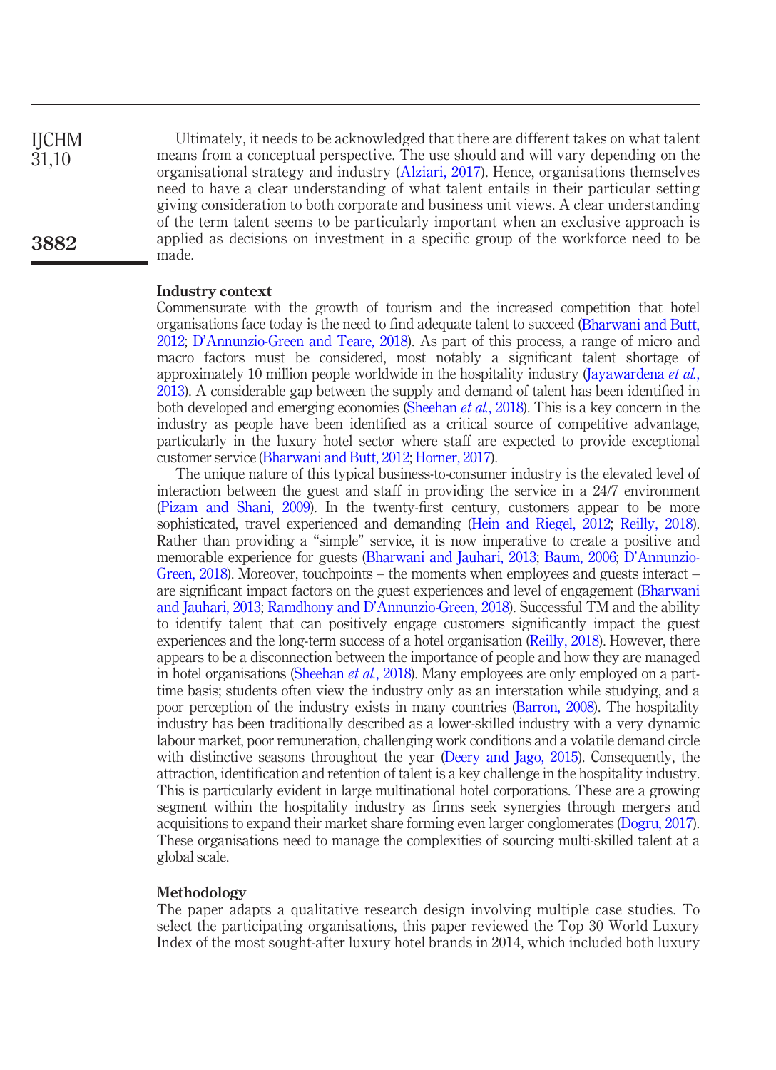Ultimately, it needs to be acknowledged that there are different takes on what talent means from a conceptual perspective. The use should and will vary depending on the organisational strategy and industry (Alziari, 2017). Hence, organisations themselves need to have a clear understanding of what talent entails in their particular setting giving consideration to both corporate and business unit views. A clear understanding of the term talent seems to be particularly important when an exclusive approach is applied as decisions on investment in a specific group of the workforce need to be made.

## Industry context

Commensurate with the growth of tourism and the increased competition that hotel organisations face today is the need to find adequate talent to succeed (Bharwani and Butt, 2012; D'Annunzio-Green and Teare, 2018). As part of this process, a range of micro and macro factors must be considered, most notably a significant talent shortage of approximately 10 million people worldwide in the hospitality industry (Jayawardena *et al.*, 2013). A considerable gap between the supply and demand of talent has been identified in both developed and emerging economies (Sheehan *et al.*, 2018). This is a key concern in the industry as people have been identified as a critical source of competitive advantage, particularly in the luxury hotel sector where staff are expected to provide exceptional customer service (Bharwani and Butt, 2012; Horner, 2017).

The unique nature of this typical business-to-consumer industry is the elevated level of interaction between the guest and staff in providing the service in a 24/7 environment (Pizam and Shani, 2009). In the twenty-first century, customers appear to be more sophisticated, travel experienced and demanding (Hein and Riegel, 2012; Reilly, 2018). Rather than providing a "simple" service, it is now imperative to create a positive and memorable experience for guests (Bharwani and Jauhari, 2013; Baum, 2006; D'Annunzio-Green, 2018). Moreover, touchpoints – the moments when employees and guests interact – are significant impact factors on the guest experiences and level of engagement (Bharwani and Jauhari, 2013; Ramdhony and D'Annunzio-Green, 2018). Successful TM and the ability to identify talent that can positively engage customers significantly impact the guest experiences and the long-term success of a hotel organisation (Reilly, 2018). However, there appears to be a disconnection between the importance of people and how they are managed in hotel organisations (Sheehan *et al.*, 2018). Many employees are only employed on a part-time basis; students often view the industry only as an interstation while studying, and a poor perception of the industry exists in many countries (Barron, 2008). The hospitality industry has been traditionally described as a lower-skilled industry with a very dynamic labour market, poor remuneration, challenging work conditions and a volatile demand circle with distinctive seasons throughout the year (Deery and Jago, 2015). Consequently, the attraction, identification and retention of talent is a key challenge in the hospitality industry. This is particularly evident in large multinational hotel corporations. These are a growing segment within the hospitality industry as firms seek synergies through mergers and acquisitions to expand their market share forming even larger conglomerates (Dogru, 2017). These organisations need to manage the complexities of sourcing multi-skilled talent at a global scale.

## Methodology

The paper adapts a qualitative research design involving multiple case studies. To select the participating organisations, this paper reviewed the Top 30 World Luxury Index of the most sought-after luxury hotel brands in 2014, which included both luxury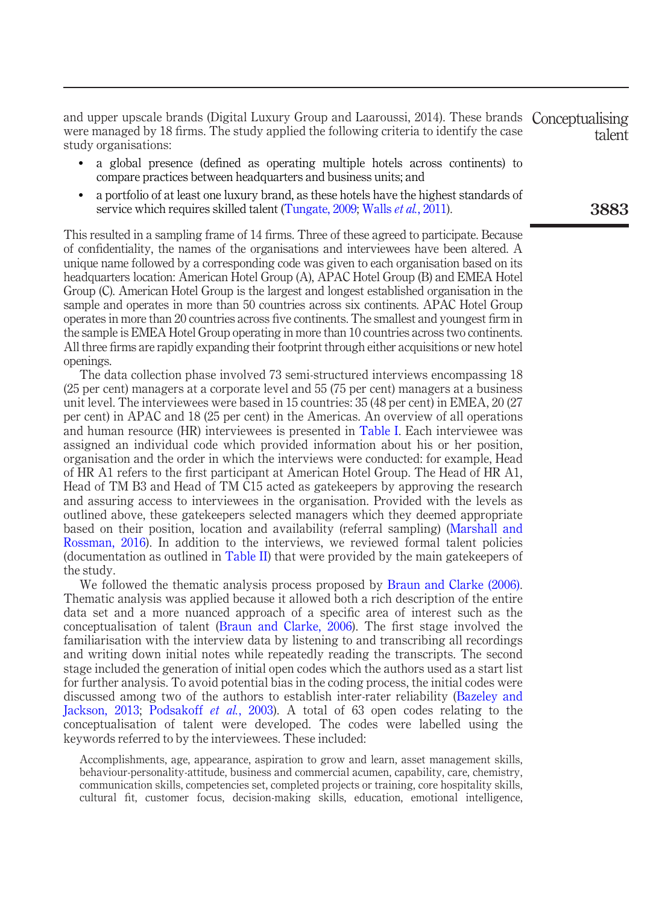and upper upscale brands (Digital Luxury Group and Laaroussi, 2014). These brands were managed by 18 firms. The study applied the following criteria to identify the case study organisations:

- a global presence (defined as operating multiple hotels across continents) to compare practices between headquarters and business units; and
- a portfolio of at least one luxury brand, as these hotels have the highest standards of service which requires skilled talent (Tungate, 2009; Walls *et al.*, 2011).

This resulted in a sampling frame of 14 firms. Three of these agreed to participate. Because of confidentiality, the names of the organisations and interviewees have been altered. A unique name followed by a corresponding code was given to each organisation based on its headquarters location: American Hotel Group (A), APAC Hotel Group (B) and EMEA Hotel Group (C). American Hotel Group is the largest and longest established organisation in the sample and operates in more than 50 countries across six continents. APAC Hotel Group operates in more than 20 countries across five continents. The smallest and youngest firm in the sample is EMEA Hotel Group operating in more than 10 countries across two continents. All three firms are rapidly expanding their footprint through either acquisitions or new hotel openings.

The data collection phase involved 73 semi-structured interviews encompassing 18 (25 per cent) managers at a corporate level and 55 (75 per cent) managers at a business unit level. The interviewees were based in 15 countries: 35 (48 per cent) in EMEA, 20 (27 per cent) in APAC and 18 (25 per cent) in the Americas. An overview of all operations and human resource (HR) interviewees is presented in Table I. Each interviewee was assigned an individual code which provided information about his or her position, organisation and the order in which the interviews were conducted: for example, Head of HR A1 refers to the first participant at American Hotel Group. The Head of HR A1, Head of TM B3 and Head of TM C15 acted as gatekeepers by approving the research and assuring access to interviewees in the organisation. Provided with the levels as outlined above, these gatekeepers selected managers which they deemed appropriate based on their position, location and availability (referral sampling) (Marshall and Rossman, 2016). In addition to the interviews, we reviewed formal talent policies (documentation as outlined in Table II) that were provided by the main gatekeepers of the study.

We followed the thematic analysis process proposed by Braun and Clarke (2006). Thematic analysis was applied because it allowed both a rich description of the entire data set and a more nuanced approach of a specific area of interest such as the conceptualisation of talent (Braun and Clarke, 2006). The first stage involved the familiarisation with the interview data by listening to and transcribing all recordings and writing down initial notes while repeatedly reading the transcripts. The second stage included the generation of initial open codes which the authors used as a start list for further analysis. To avoid potential bias in the coding process, the initial codes were discussed among two of the authors to establish inter-rater reliability (Bazeley and Jackson, 2013; Podsakoff *et al.*, 2003). A total of 63 open codes relating to the conceptualisation of talent were developed. The codes were labelled using the keywords referred to by the interviewees. These included:

> Accomplishments, age, appearance, aspiration to grow and learn, asset management skills, behaviour-personality-attitude, business and commercial acumen, capability, care, chemistry, communication skills, competencies set, completed projects or training, core hospitality skills, cultural fit, customer focus, decision-making skills, education, emotional intelligence,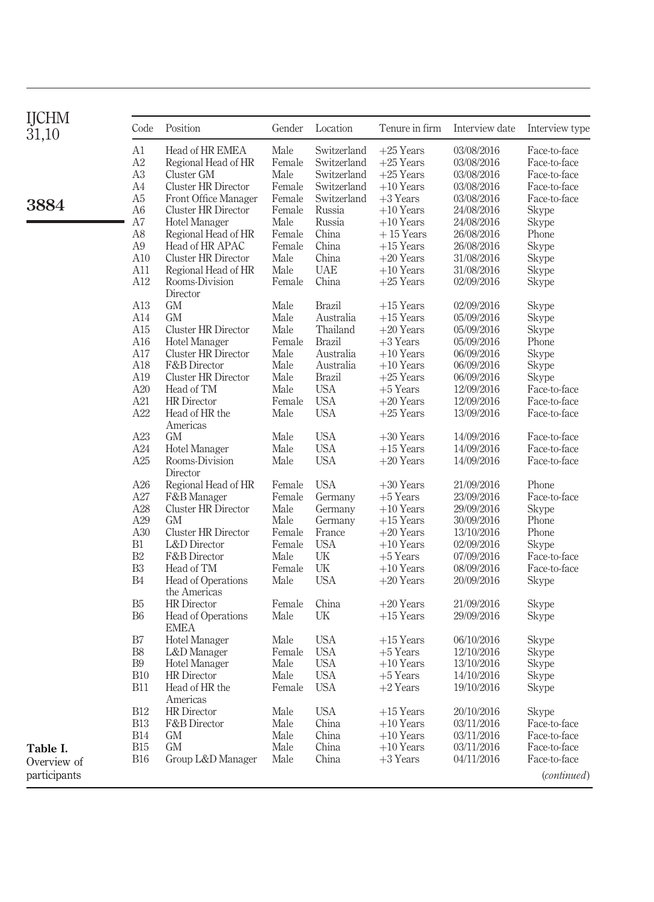**Table I.** Overview of participants

| Code | Position | Gender | Location | Tenure in firm | Interview date | Interview type |
|---|---|---|---|---|---|---|
| A1 | Head of HR EMEA | Male | Switzerland | +25 Years | 03/08/2016 | Face-to-face |
| A2 | Regional Head of HR | Female | Switzerland | +25 Years | 03/08/2016 | Face-to-face |
| A3 | Cluster GM | Male | Switzerland | +25 Years | 03/08/2016 | Face-to-face |
| A4 | Cluster HR Director | Female | Switzerland | +10 Years | 03/08/2016 | Face-to-face |
| A5 | Front Office Manager | Female | Switzerland | +3 Years | 03/08/2016 | Face-to-face |
| A6 | Cluster HR Director | Female | Russia | +10 Years | 24/08/2016 | Skype |
| A7 | Hotel Manager | Male | Russia | +10 Years | 24/08/2016 | Skype |
| A8 | Regional Head of HR | Female | China | + 15 Years | 26/08/2016 | Phone |
| A9 | Head of HR APAC | Female | China | +15 Years | 26/08/2016 | Skype |
| A10 | Cluster HR Director | Male | China | +20 Years | 31/08/2016 | Skype |
| A11 | Regional Head of HR | Male | UAE | +10 Years | 31/08/2016 | Skype |
| A12 | Rooms-Division Director | Female | China | +25 Years | 02/09/2016 | Skype |
| A13 | GM | Male | Brazil | +15 Years | 02/09/2016 | Skype |
| A14 | GM | Male | Australia | +15 Years | 05/09/2016 | Skype |
| A15 | Cluster HR Director | Male | Thailand | +20 Years | 05/09/2016 | Skype |
| A16 | Hotel Manager | Female | Brazil | +3 Years | 05/09/2016 | Phone |
| A17 | Cluster HR Director | Male | Australia | +10 Years | 06/09/2016 | Skype |
| A18 | F&B Director | Male | Australia | +10 Years | 06/09/2016 | Skype |
| A19 | Cluster HR Director | Male | Brazil | +25 Years | 06/09/2016 | Skype |
| A20 | Head of TM | Male | USA | +5 Years | 12/09/2016 | Face-to-face |
| A21 | HR Director | Female | USA | +20 Years | 12/09/2016 | Face-to-face |
| A22 | Head of HR the Americas | Male | USA | +25 Years | 13/09/2016 | Face-to-face |
| A23 | GM | Male | USA | +30 Years | 14/09/2016 | Face-to-face |
| A24 | Hotel Manager | Male | USA | +15 Years | 14/09/2016 | Face-to-face |
| A25 | Rooms-Division Director | Male | USA | +20 Years | 14/09/2016 | Face-to-face |
| A26 | Regional Head of HR | Female | USA | +30 Years | 21/09/2016 | Phone |
| A27 | F&B Manager | Female | Germany | +5 Years | 23/09/2016 | Face-to-face |
| A28 | Cluster HR Director | Male | Germany | +10 Years | 29/09/2016 | Skype |
| A29 | GM | Male | Germany | +15 Years | 30/09/2016 | Phone |
| A30 | Cluster HR Director | Female | France | +20 Years | 13/10/2016 | Phone |
| B1 | L&D Director | Female | USA | +10 Years | 02/09/2016 | Skype |
| B2 | F&B Director | Male | UK | +5 Years | 07/09/2016 | Face-to-face |
| B3 | Head of TM | Female | UK | +10 Years | 08/09/2016 | Face-to-face |
| B4 | Head of Operations the Americas | Male | USA | +20 Years | 20/09/2016 | Skype |
| B5 | HR Director | Female | China | +20 Years | 21/09/2016 | Skype |
| B6 | Head of Operations EMEA | Male | UK | +15 Years | 29/09/2016 | Skype |
| B7 | Hotel Manager | Male | USA | +15 Years | 06/10/2016 | Skype |
| B8 | L&D Manager | Female | USA | +5 Years | 12/10/2016 | Skype |
| B9 | Hotel Manager | Male | USA | +10 Years | 13/10/2016 | Skype |
| B10 | HR Director | Male | USA | +5 Years | 14/10/2016 | Skype |
| B11 | Head of HR the Americas | Female | USA | +2 Years | 19/10/2016 | Skype |
| B12 | HR Director | Male | USA | +15 Years | 20/10/2016 | Skype |
| B13 | F&B Director | Male | China | +10 Years | 03/11/2016 | Face-to-face |
| B14 | GM | Male | China | +10 Years | 03/11/2016 | Face-to-face |
| B15 | GM | Male | China | +10 Years | 03/11/2016 | Face-to-face |
| B16 | Group L&D Manager | Male | China | +3 Years | 04/11/2016 | Face-to-face |

(*continued*)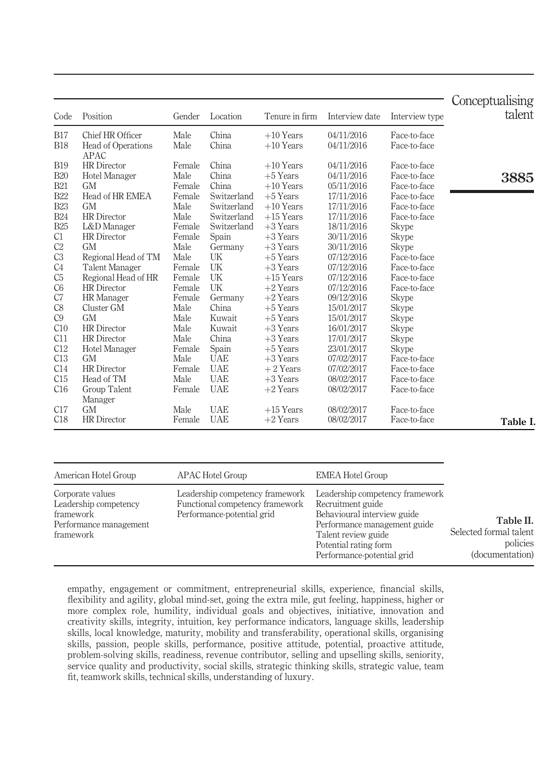| Code | Position | Gender | Location | Tenure in firm | Interview date | Interview type |
|---|---|---|---|---|---|---|
| B17 | Chief HR Officer | Male | China | +10 Years | 04/11/2016 | Face-to-face |
| B18 | Head of Operations APAC | Male | China | +10 Years | 04/11/2016 | Face-to-face |
| B19 | HR Director | Female | China | +10 Years | 04/11/2016 | Face-to-face |
| B20 | Hotel Manager | Male | China | +5 Years | 04/11/2016 | Face-to-face |
| B21 | GM | Female | China | +10 Years | 05/11/2016 | Face-to-face |
| B22 | Head of HR EMEA | Female | Switzerland | +5 Years | 17/11/2016 | Face-to-face |
| B23 | GM | Male | Switzerland | +10 Years | 17/11/2016 | Face-to-face |
| B24 | HR Director | Male | Switzerland | +15 Years | 17/11/2016 | Face-to-face |
| B25 | L&D Manager | Female | Switzerland | +3 Years | 18/11/2016 | Skype |
| C1 | HR Director | Female | Spain | +3 Years | 30/11/2016 | Skype |
| C2 | GM | Male | Germany | +3 Years | 30/11/2016 | Skype |
| C3 | Regional Head of TM | Male | UK | +5 Years | 07/12/2016 | Face-to-face |
| C4 | Talent Manager | Female | UK | +3 Years | 07/12/2016 | Face-to-face |
| C5 | Regional Head of HR | Female | UK | +15 Years | 07/12/2016 | Face-to-face |
| C6 | HR Director | Female | UK | +2 Years | 07/12/2016 | Face-to-face |
| C7 | HR Manager | Female | Germany | +2 Years | 09/12/2016 | Skype |
| C8 | Cluster GM | Male | China | +5 Years | 15/01/2017 | Skype |
| C9 | GM | Male | Kuwait | +5 Years | 15/01/2017 | Skype |
| C10 | HR Director | Male | Kuwait | +3 Years | 16/01/2017 | Skype |
| C11 | HR Director | Male | China | +3 Years | 17/01/2017 | Skype |
| C12 | Hotel Manager | Female | Spain | +5 Years | 23/01/2017 | Skype |
| C13 | GM | Male | UAE | +3 Years | 07/02/2017 | Face-to-face |
| C14 | HR Director | Female | UAE | + 2 Years | 07/02/2017 | Face-to-face |
| C15 | Head of TM | Male | UAE | +3 Years | 08/02/2017 | Face-to-face |
| C16 | Group Talent Manager | Female | UAE | +2 Years | 08/02/2017 | Face-to-face |
| C17 | GM | Male | UAE | +15 Years | 08/02/2017 | Face-to-face |
| C18 | HR Director | Female | UAE | +2 Years | 08/02/2017 | Face-to-face |

**Table I.**

| American Hotel Group | APAC Hotel Group | EMEA Hotel Group |
|---|---|---|
| Corporate values<br>Leadership competency framework<br>Performance management framework | Leadership competency framework<br>Functional competency framework<br>Performance-potential grid | Leadership competency framework<br>Recruitment guide<br>Behavioural interview guide<br>Performance management guide<br>Talent review guide<br>Potential rating form<br>Performance-potential grid |

**Table II.** Selected formal talent policies (documentation)

empathy, engagement or commitment, entrepreneurial skills, experience, financial skills, flexibility and agility, global mind-set, going the extra mile, gut feeling, happiness, higher or more complex role, humility, individual goals and objectives, initiative, innovation and creativity skills, integrity, intuition, key performance indicators, language skills, leadership skills, local knowledge, maturity, mobility and transferability, operational skills, organising skills, passion, people skills, performance, positive attitude, potential, proactive attitude, problem-solving skills, readiness, revenue contributor, selling and upselling skills, seniority, service quality and productivity, social skills, strategic thinking skills, strategic value, team fit, teamwork skills, technical skills, understanding of luxury.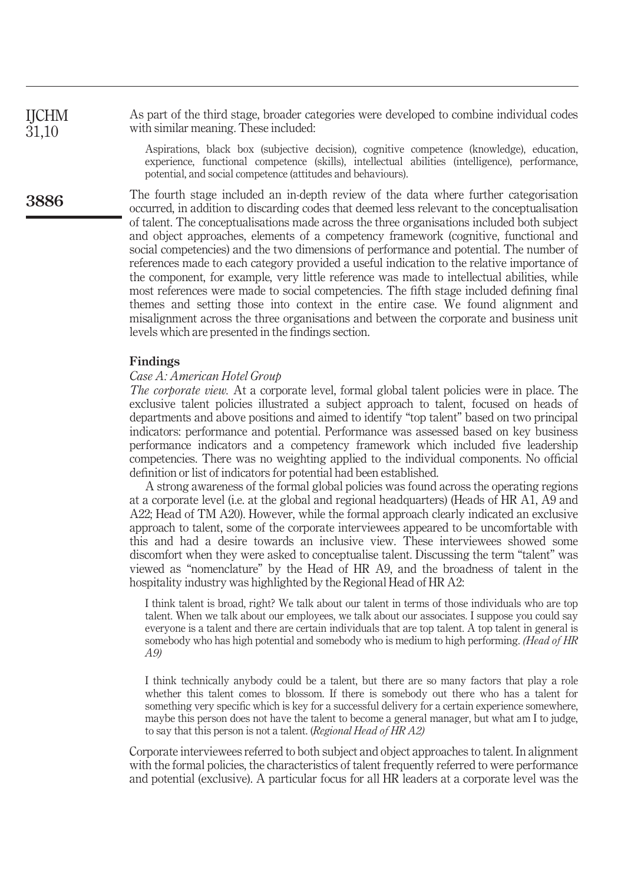As part of the third stage, broader categories were developed to combine individual codes with similar meaning. These included:

> Aspirations, black box (subjective decision), cognitive competence (knowledge), education, experience, functional competence (skills), intellectual abilities (intelligence), performance, potential, and social competence (attitudes and behaviours).

The fourth stage included an in-depth review of the data where further categorisation occurred, in addition to discarding codes that deemed less relevant to the conceptualisation of talent. The conceptualisations made across the three organisations included both subject and object approaches, elements of a competency framework (cognitive, functional and social competencies) and the two dimensions of performance and potential. The number of references made to each category provided a useful indication to the relative importance of the component, for example, very little reference was made to intellectual abilities, while most references were made to social competencies. The fifth stage included defining final themes and setting those into context in the entire case. We found alignment and misalignment across the three organisations and between the corporate and business unit levels which are presented in the findings section.

## Findings

### *Case A: American Hotel Group*

*The corporate view.* At a corporate level, formal global talent policies were in place. The exclusive talent policies illustrated a subject approach to talent, focused on heads of departments and above positions and aimed to identify "top talent" based on two principal indicators: performance and potential. Performance was assessed based on key business performance indicators and a competency framework which included five leadership competencies. There was no weighting applied to the individual components. No official definition or list of indicators for potential had been established.

A strong awareness of the formal global policies was found across the operating regions at a corporate level (i.e. at the global and regional headquarters) (Heads of HR A1, A9 and A22; Head of TM A20). However, while the formal approach clearly indicated an exclusive approach to talent, some of the corporate interviewees appeared to be uncomfortable with this and had a desire towards an inclusive view. These interviewees showed some discomfort when they were asked to conceptualise talent. Discussing the term "talent" was viewed as "nomenclature" by the Head of HR A9, and the broadness of talent in the hospitality industry was highlighted by the Regional Head of HR A2:

> I think talent is broad, right? We talk about our talent in terms of those individuals who are top talent. When we talk about our employees, we talk about our associates. I suppose you could say everyone is a talent and there are certain individuals that are top talent. A top talent in general is somebody who has high potential and somebody who is medium to high performing. *(Head of HR A9)*

> I think technically anybody could be a talent, but there are so many factors that play a role whether this talent comes to blossom. If there is somebody out there who has a talent for something very specific which is key for a successful delivery for a certain experience somewhere, maybe this person does not have the talent to become a general manager, but what am I to judge, to say that this person is not a talent. (*Regional Head of HR A2)*

Corporate interviewees referred to both subject and object approaches to talent. In alignment with the formal policies, the characteristics of talent frequently referred to were performance and potential (exclusive). A particular focus for all HR leaders at a corporate level was the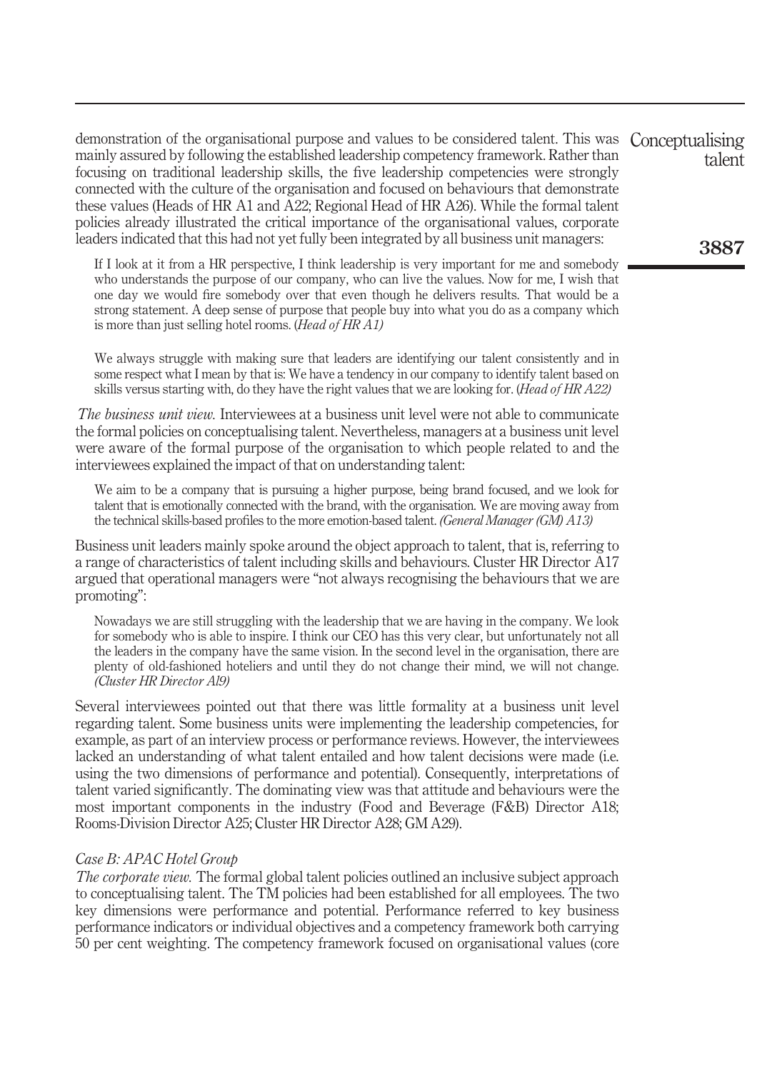demonstration of the organisational purpose and values to be considered talent. This was mainly assured by following the established leadership competency framework. Rather than focusing on traditional leadership skills, the five leadership competencies were strongly connected with the culture of the organisation and focused on behaviours that demonstrate these values (Heads of HR A1 and A22; Regional Head of HR A26). While the formal talent policies already illustrated the critical importance of the organisational values, corporate leaders indicated that this had not yet fully been integrated by all business unit managers:

> If I look at it from a HR perspective, I think leadership is very important for me and somebody who understands the purpose of our company, who can live the values. Now for me, I wish that one day we would fire somebody over that even though he delivers results. That would be a strong statement. A deep sense of purpose that people buy into what you do as a company which is more than just selling hotel rooms. (*Head of HR A1)*

> We always struggle with making sure that leaders are identifying our talent consistently and in some respect what I mean by that is: We have a tendency in our company to identify talent based on skills versus starting with, do they have the right values that we are looking for. (*Head of HR A22)*

*The business unit view.* Interviewees at a business unit level were not able to communicate the formal policies on conceptualising talent. Nevertheless, managers at a business unit level were aware of the formal purpose of the organisation to which people related to and the interviewees explained the impact of that on understanding talent:

> We aim to be a company that is pursuing a higher purpose, being brand focused, and we look for talent that is emotionally connected with the brand, with the organisation. We are moving away from the technical skills-based profiles to the more emotion-based talent. *(General Manager (GM) A13)*

Business unit leaders mainly spoke around the object approach to talent, that is, referring to a range of characteristics of talent including skills and behaviours. Cluster HR Director A17 argued that operational managers were "not always recognising the behaviours that we are promoting":

> Nowadays we are still struggling with the leadership that we are having in the company. We look for somebody who is able to inspire. I think our CEO has this very clear, but unfortunately not all the leaders in the company have the same vision. In the second level in the organisation, there are plenty of old-fashioned hoteliers and until they do not change their mind, we will not change. *(Cluster HR Director Al9)*

Several interviewees pointed out that there was little formality at a business unit level regarding talent. Some business units were implementing the leadership competencies, for example, as part of an interview process or performance reviews. However, the interviewees lacked an understanding of what talent entailed and how talent decisions were made (i.e. using the two dimensions of performance and potential). Consequently, interpretations of talent varied significantly. The dominating view was that attitude and behaviours were the most important components in the industry (Food and Beverage (F&B) Director A18; Rooms-Division Director A25; Cluster HR Director A28; GM A29).

### *Case B: APAC Hotel Group*

*The corporate view.* The formal global talent policies outlined an inclusive subject approach to conceptualising talent. The TM policies had been established for all employees. The two key dimensions were performance and potential. Performance referred to key business performance indicators or individual objectives and a competency framework both carrying 50 per cent weighting. The competency framework focused on organisational values (core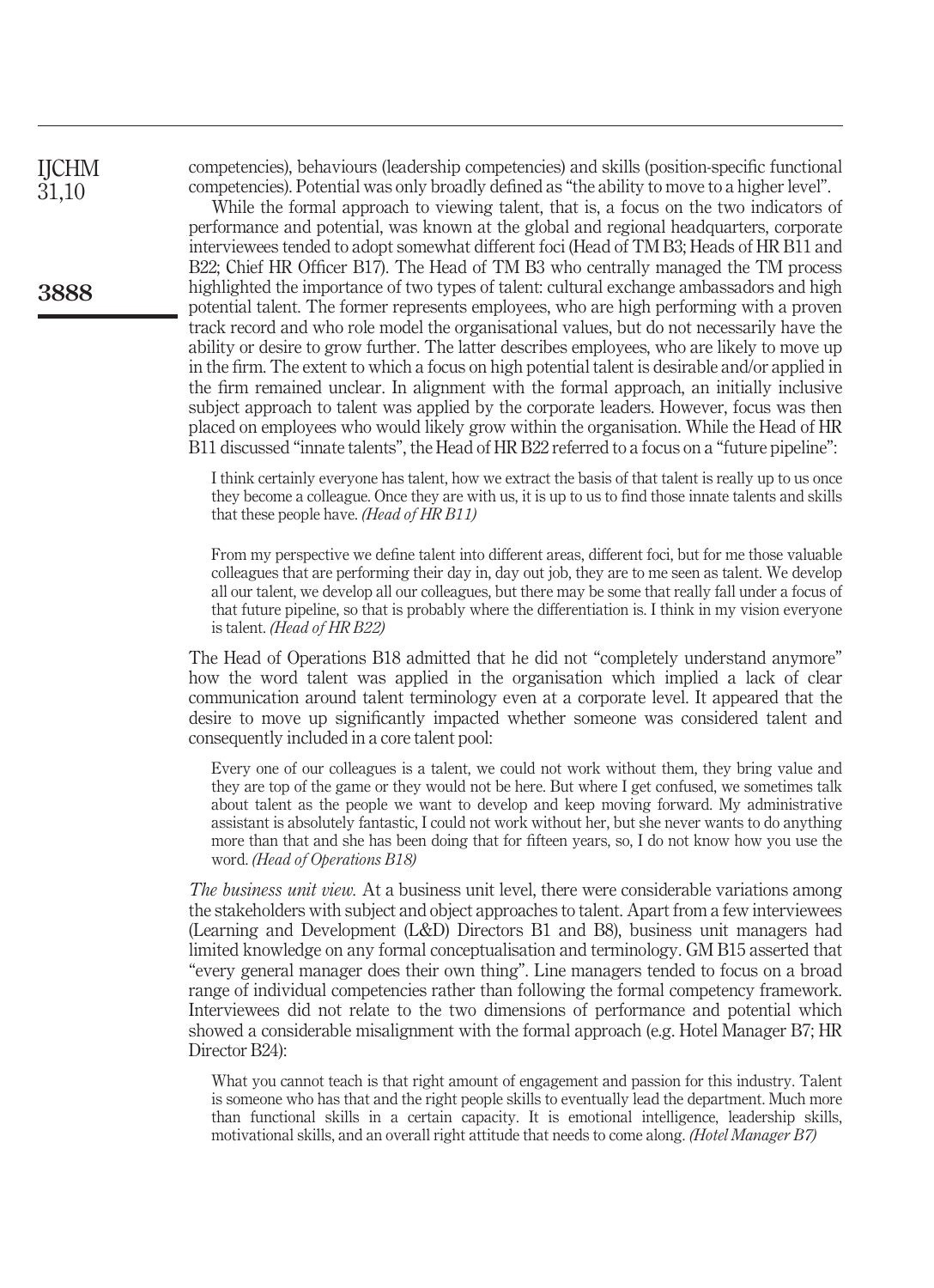competencies), behaviours (leadership competencies) and skills (position-specific functional competencies). Potential was only broadly defined as "the ability to move to a higher level".

While the formal approach to viewing talent, that is, a focus on the two indicators of performance and potential, was known at the global and regional headquarters, corporate interviewees tended to adopt somewhat different foci (Head of TM B3; Heads of HR B11 and B22; Chief HR Officer B17). The Head of TM B3 who centrally managed the TM process highlighted the importance of two types of talent: cultural exchange ambassadors and high potential talent. The former represents employees, who are high performing with a proven track record and who role model the organisational values, but do not necessarily have the ability or desire to grow further. The latter describes employees, who are likely to move up in the firm. The extent to which a focus on high potential talent is desirable and/or applied in the firm remained unclear. In alignment with the formal approach, an initially inclusive subject approach to talent was applied by the corporate leaders. However, focus was then placed on employees who would likely grow within the organisation. While the Head of HR B11 discussed "innate talents", the Head of HR B22 referred to a focus on a "future pipeline":

> I think certainly everyone has talent, how we extract the basis of that talent is really up to us once they become a colleague. Once they are with us, it is up to us to find those innate talents and skills that these people have. *(Head of HR B11)*

> From my perspective we define talent into different areas, different foci, but for me those valuable colleagues that are performing their day in, day out job, they are to me seen as talent. We develop all our talent, we develop all our colleagues, but there may be some that really fall under a focus of that future pipeline, so that is probably where the differentiation is. I think in my vision everyone is talent. *(Head of HR B22)*

The Head of Operations B18 admitted that he did not "completely understand anymore" how the word talent was applied in the organisation which implied a lack of clear communication around talent terminology even at a corporate level. It appeared that the desire to move up significantly impacted whether someone was considered talent and consequently included in a core talent pool:

> Every one of our colleagues is a talent, we could not work without them, they bring value and they are top of the game or they would not be here. But where I get confused, we sometimes talk about talent as the people we want to develop and keep moving forward. My administrative assistant is absolutely fantastic, I could not work without her, but she never wants to do anything more than that and she has been doing that for fifteen years, so, I do not know how you use the word. *(Head of Operations B18)*

*The business unit view.* At a business unit level, there were considerable variations among the stakeholders with subject and object approaches to talent. Apart from a few interviewees (Learning and Development (L&D) Directors B1 and B8), business unit managers had limited knowledge on any formal conceptualisation and terminology. GM B15 asserted that "every general manager does their own thing". Line managers tended to focus on a broad range of individual competencies rather than following the formal competency framework. Interviewees did not relate to the two dimensions of performance and potential which showed a considerable misalignment with the formal approach (e.g. Hotel Manager B7; HR Director B24):

> What you cannot teach is that right amount of engagement and passion for this industry. Talent is someone who has that and the right people skills to eventually lead the department. Much more than functional skills in a certain capacity. It is emotional intelligence, leadership skills, motivational skills, and an overall right attitude that needs to come along. *(Hotel Manager B7)*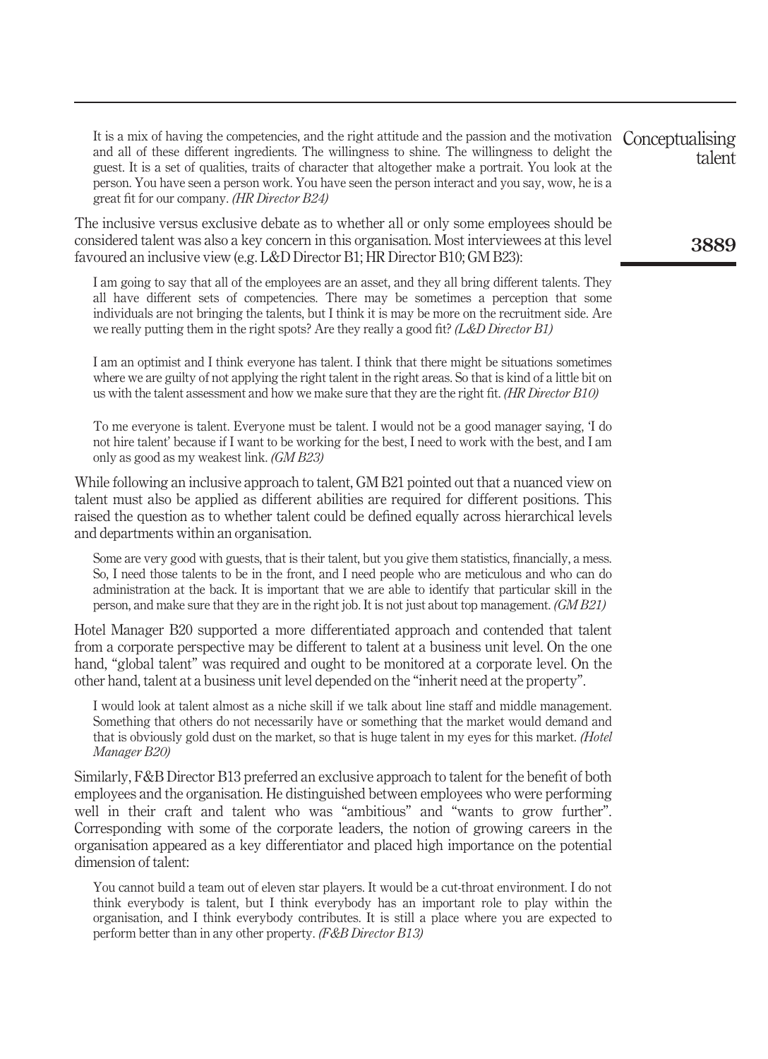> It is a mix of having the competencies, and the right attitude and the passion and the motivation and all of these different ingredients. The willingness to shine. The willingness to delight the guest. It is a set of qualities, traits of character that altogether make a portrait. You look at the person. You have seen a person work. You have seen the person interact and you say, wow, he is a great fit for our company. *(HR Director B24)*

The inclusive versus exclusive debate as to whether all or only some employees should be considered talent was also a key concern in this organisation. Most interviewees at this level favoured an inclusive view (e.g. L&D Director B1; HR Director B10; GM B23):

> I am going to say that all of the employees are an asset, and they all bring different talents. They all have different sets of competencies. There may be sometimes a perception that some individuals are not bringing the talents, but I think it is may be more on the recruitment side. Are we really putting them in the right spots? Are they really a good fit? *(L&D Director B1)*

> I am an optimist and I think everyone has talent. I think that there might be situations sometimes where we are guilty of not applying the right talent in the right areas. So that is kind of a little bit on us with the talent assessment and how we make sure that they are the right fit. *(HR Director B10)*

> To me everyone is talent. Everyone must be talent. I would not be a good manager saying, 'I do not hire talent' because if I want to be working for the best, I need to work with the best, and I am only as good as my weakest link. *(GM B23)*

While following an inclusive approach to talent, GM B21 pointed out that a nuanced view on talent must also be applied as different abilities are required for different positions. This raised the question as to whether talent could be defined equally across hierarchical levels and departments within an organisation.

> Some are very good with guests, that is their talent, but you give them statistics, financially, a mess. So, I need those talents to be in the front, and I need people who are meticulous and who can do administration at the back. It is important that we are able to identify that particular skill in the person, and make sure that they are in the right job. It is not just about top management. *(GM B21)*

Hotel Manager B20 supported a more differentiated approach and contended that talent from a corporate perspective may be different to talent at a business unit level. On the one hand, "global talent" was required and ought to be monitored at a corporate level. On the other hand, talent at a business unit level depended on the "inherit need at the property".

> I would look at talent almost as a niche skill if we talk about line staff and middle management. Something that others do not necessarily have or something that the market would demand and that is obviously gold dust on the market, so that is huge talent in my eyes for this market. *(Hotel Manager B20)*

Similarly, F&B Director B13 preferred an exclusive approach to talent for the benefit of both employees and the organisation. He distinguished between employees who were performing well in their craft and talent who was "ambitious" and "wants to grow further". Corresponding with some of the corporate leaders, the notion of growing careers in the organisation appeared as a key differentiator and placed high importance on the potential dimension of talent:

> You cannot build a team out of eleven star players. It would be a cut-throat environment. I do not think everybody is talent, but I think everybody has an important role to play within the organisation, and I think everybody contributes. It is still a place where you are expected to perform better than in any other property. *(F&B Director B13)*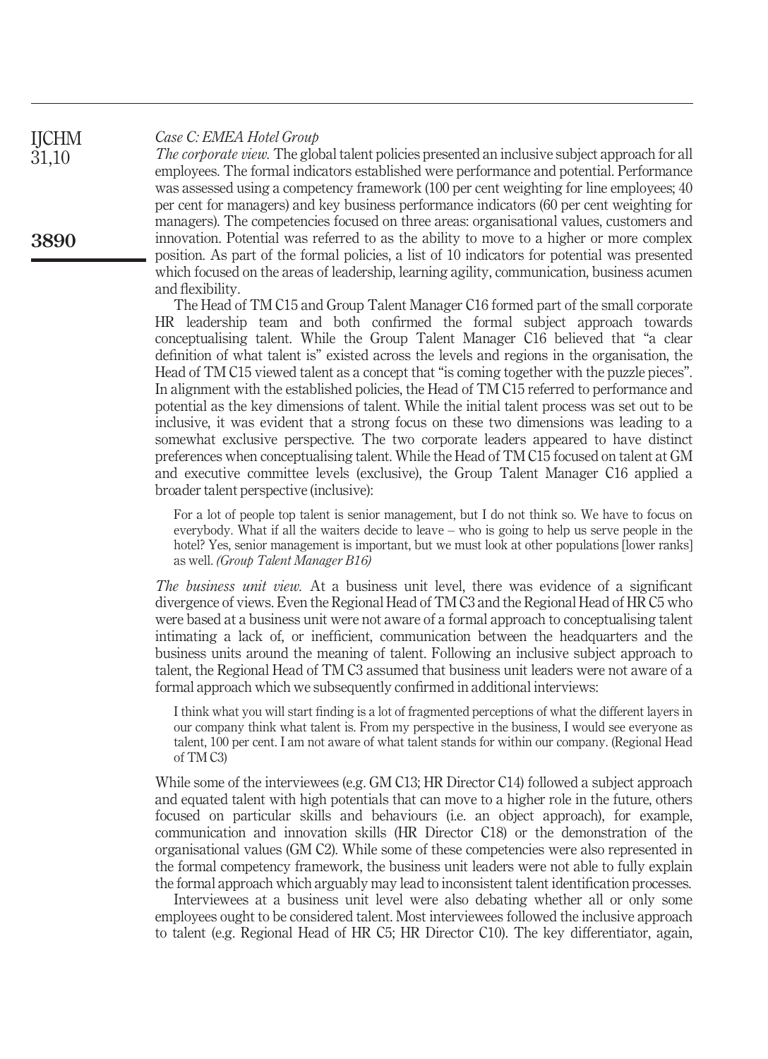*Case C: EMEA Hotel Group*

*The corporate view.* The global talent policies presented an inclusive subject approach for all employees. The formal indicators established were performance and potential. Performance was assessed using a competency framework (100 per cent weighting for line employees; 40 per cent for managers) and key business performance indicators (60 per cent weighting for managers). The competencies focused on three areas: organisational values, customers and innovation. Potential was referred to as the ability to move to a higher or more complex position. As part of the formal policies, a list of 10 indicators for potential was presented which focused on the areas of leadership, learning agility, communication, business acumen and flexibility.

The Head of TM C15 and Group Talent Manager C16 formed part of the small corporate HR leadership team and both confirmed the formal subject approach towards conceptualising talent. While the Group Talent Manager C16 believed that "a clear definition of what talent is" existed across the levels and regions in the organisation, the Head of TM C15 viewed talent as a concept that "is coming together with the puzzle pieces". In alignment with the established policies, the Head of TM C15 referred to performance and potential as the key dimensions of talent. While the initial talent process was set out to be inclusive, it was evident that a strong focus on these two dimensions was leading to a somewhat exclusive perspective. The two corporate leaders appeared to have distinct preferences when conceptualising talent. While the Head of TM C15 focused on talent at GM and executive committee levels (exclusive), the Group Talent Manager C16 applied a broader talent perspective (inclusive):

> For a lot of people top talent is senior management, but I do not think so. We have to focus on everybody. What if all the waiters decide to leave – who is going to help us serve people in the hotel? Yes, senior management is important, but we must look at other populations [lower ranks] as well. *(Group Talent Manager B16)*

*The business unit view.* At a business unit level, there was evidence of a significant divergence of views. Even the Regional Head of TM C3 and the Regional Head of HR C5 who were based at a business unit were not aware of a formal approach to conceptualising talent intimating a lack of, or inefficient, communication between the headquarters and the business units around the meaning of talent. Following an inclusive subject approach to talent, the Regional Head of TM C3 assumed that business unit leaders were not aware of a formal approach which we subsequently confirmed in additional interviews:

> I think what you will start finding is a lot of fragmented perceptions of what the different layers in our company think what talent is. From my perspective in the business, I would see everyone as talent, 100 per cent. I am not aware of what talent stands for within our company. (Regional Head of TM C3)

While some of the interviewees (e.g. GM C13; HR Director C14) followed a subject approach and equated talent with high potentials that can move to a higher role in the future, others focused on particular skills and behaviours (i.e. an object approach), for example, communication and innovation skills (HR Director C18) or the demonstration of the organisational values (GM C2). While some of these competencies were also represented in the formal competency framework, the business unit leaders were not able to fully explain the formal approach which arguably may lead to inconsistent talent identification processes.

Interviewees at a business unit level were also debating whether all or only some employees ought to be considered talent. Most interviewees followed the inclusive approach to talent (e.g. Regional Head of HR C5; HR Director C10). The key differentiator, again,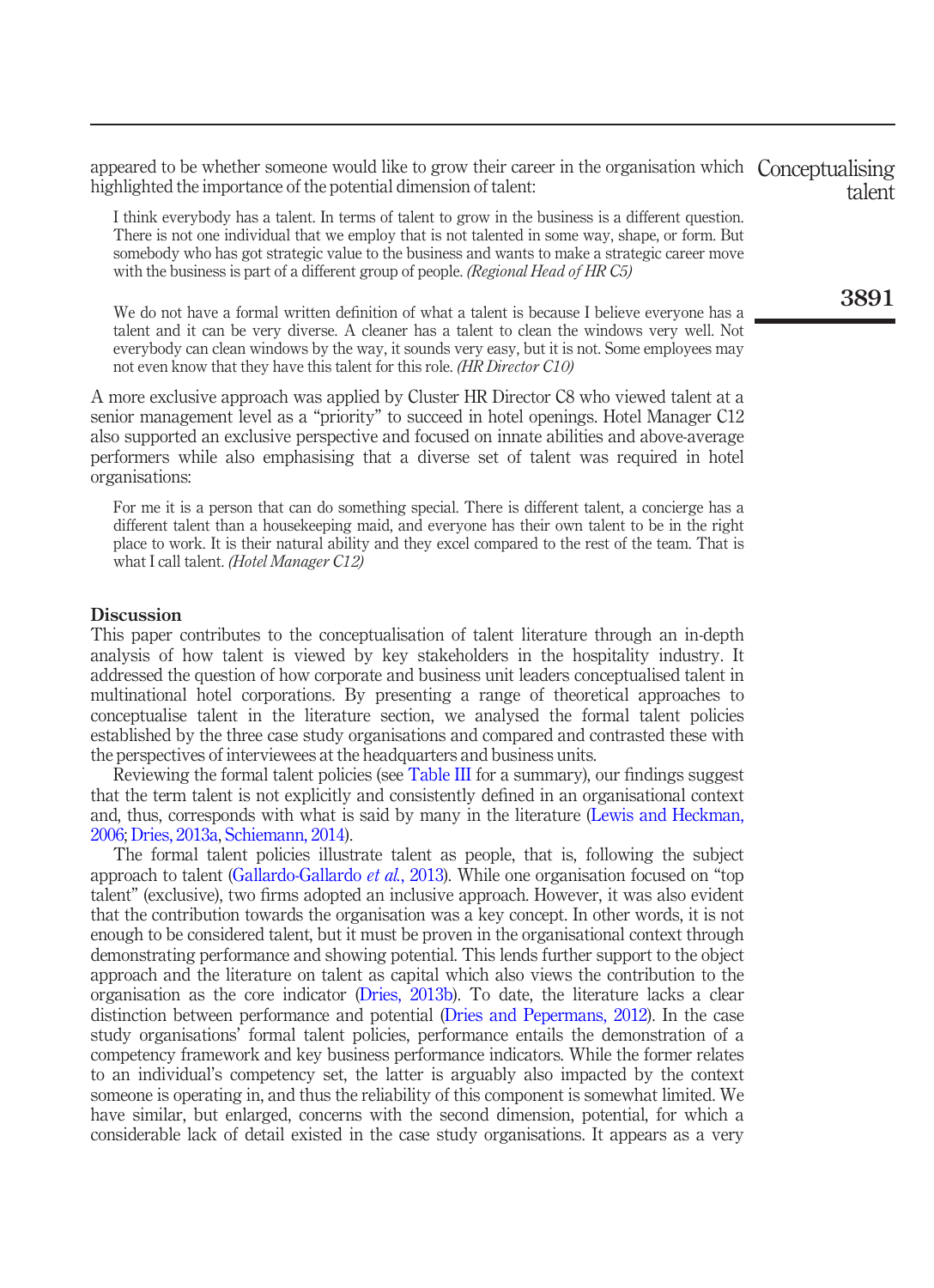appeared to be whether someone would like to grow their career in the organisation which highlighted the importance of the potential dimension of talent:

> I think everybody has a talent. In terms of talent to grow in the business is a different question. There is not one individual that we employ that is not talented in some way, shape, or form. But somebody who has got strategic value to the business and wants to make a strategic career move with the business is part of a different group of people. *(Regional Head of HR C5)*

> We do not have a formal written definition of what a talent is because I believe everyone has a talent and it can be very diverse. A cleaner has a talent to clean the windows very well. Not everybody can clean windows by the way, it sounds very easy, but it is not. Some employees may not even know that they have this talent for this role. *(HR Director C10)*

A more exclusive approach was applied by Cluster HR Director C8 who viewed talent at a senior management level as a "priority" to succeed in hotel openings. Hotel Manager C12 also supported an exclusive perspective and focused on innate abilities and above-average performers while also emphasising that a diverse set of talent was required in hotel organisations:

> For me it is a person that can do something special. There is different talent, a concierge has a different talent than a housekeeping maid, and everyone has their own talent to be in the right place to work. It is their natural ability and they excel compared to the rest of the team. That is what I call talent. *(Hotel Manager C12)*

## Discussion

This paper contributes to the conceptualisation of talent literature through an in-depth analysis of how talent is viewed by key stakeholders in the hospitality industry. It addressed the question of how corporate and business unit leaders conceptualised talent in multinational hotel corporations. By presenting a range of theoretical approaches to conceptualise talent in the literature section, we analysed the formal talent policies established by the three case study organisations and compared and contrasted these with the perspectives of interviewees at the headquarters and business units.

Reviewing the formal talent policies (see Table III for a summary), our findings suggest that the term talent is not explicitly and consistently defined in an organisational context and, thus, corresponds with what is said by many in the literature (Lewis and Heckman, 2006; Dries, 2013a, Schiemann, 2014).

The formal talent policies illustrate talent as people, that is, following the subject approach to talent (Gallardo-Gallardo *et al.*, 2013). While one organisation focused on "top talent" (exclusive), two firms adopted an inclusive approach. However, it was also evident that the contribution towards the organisation was a key concept. In other words, it is not enough to be considered talent, but it must be proven in the organisational context through demonstrating performance and showing potential. This lends further support to the object approach and the literature on talent as capital which also views the contribution to the organisation as the core indicator (Dries, 2013b). To date, the literature lacks a clear distinction between performance and potential (Dries and Pepermans, 2012). In the case study organisations' formal talent policies, performance entails the demonstration of a competency framework and key business performance indicators. While the former relates to an individual's competency set, the latter is arguably also impacted by the context someone is operating in, and thus the reliability of this component is somewhat limited. We have similar, but enlarged, concerns with the second dimension, potential, for which a considerable lack of detail existed in the case study organisations. It appears as a very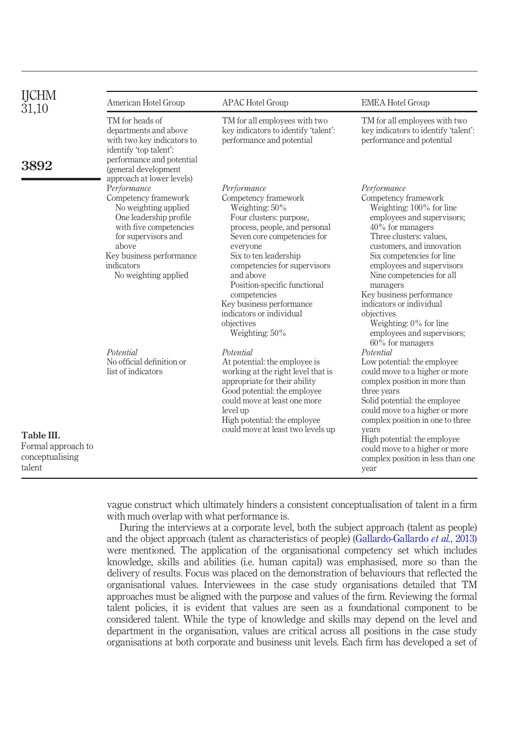**Table III.** Formal approach to conceptualising talent

| American Hotel Group | APAC Hotel Group | EMEA Hotel Group |
|---|---|---|
| TM for heads of departments and above with two key indicators to identify 'top talent': performance and potential (general development approach at lower levels) | TM for all employees with two key indicators to identify 'talent': performance and potential | TM for all employees with two key indicators to identify 'talent': performance and potential |
| *Performance*<br>Competency framework<br>No weighting applied<br>One leadership profile with five competencies for supervisors and above<br>Key business performance indicators<br>No weighting applied | *Performance*<br>Competency framework<br>Weighting: 50%<br>Four clusters: purpose, process, people, and personal<br>Seven core competencies for everyone<br>Six to ten leadership competencies for supervisors and above<br>Position-specific functional competencies<br>Key business performance indicators or individual objectives<br>Weighting: 50% | *Performance*<br>Competency framework<br>Weighting: 100% for line employees and supervisors; 40% for managers<br>Three clusters: values, customers, and innovation<br>Six competencies for line employees and supervisors<br>Nine competencies for all managers<br>Key business performance indicators or individual objectives<br>Weighting: 0% for line employees and supervisors; 60% for managers |
| *Potential*<br>No official definition or list of indicators | *Potential*<br>At potential: the employee is working at the right level that is appropriate for their ability<br>Good potential: the employee could move at least one more level up<br>High potential: the employee could move at least two levels up | *Potential*<br>Low potential: the employee could move to a higher or more complex position in more than three years<br>Solid potential: the employee could move to a higher or more complex position in one to three years<br>High potential: the employee could move to a higher or more complex position in less than one year |

vague construct which ultimately hinders a consistent conceptualisation of talent in a firm with much overlap with what performance is.

During the interviews at a corporate level, both the subject approach (talent as people) and the object approach (talent as characteristics of people) (Gallardo-Gallardo *et al.*, 2013) were mentioned. The application of the organisational competency set which includes knowledge, skills and abilities (i.e. human capital) was emphasised, more so than the delivery of results. Focus was placed on the demonstration of behaviours that reflected the organisational values. Interviewees in the case study organisations detailed that TM approaches must be aligned with the purpose and values of the firm. Reviewing the formal talent policies, it is evident that values are seen as a foundational component to be considered talent. While the type of knowledge and skills may depend on the level and department in the organisation, values are critical across all positions in the case study organisations at both corporate and business unit levels. Each firm has developed a set of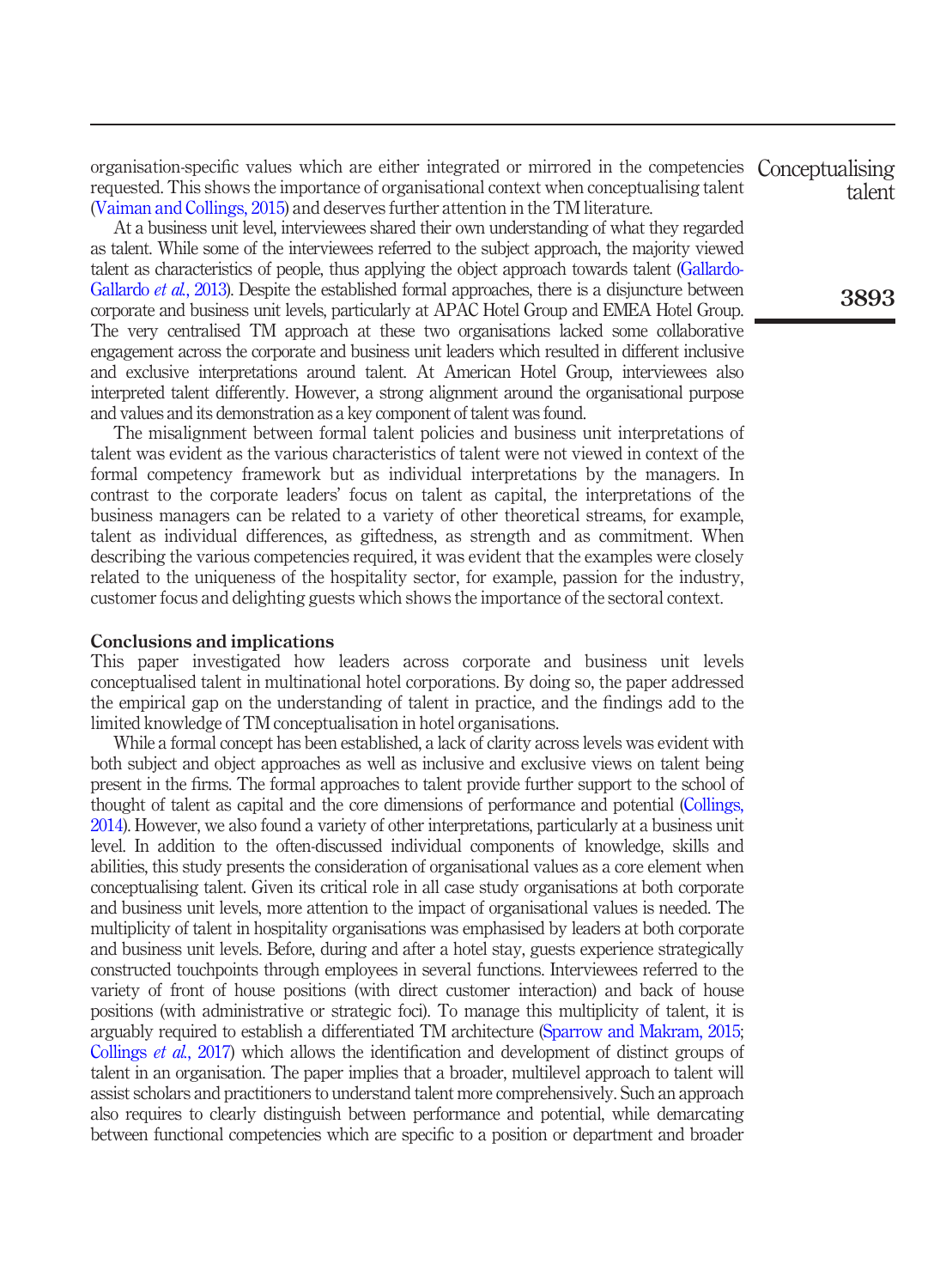organisation-specific values which are either integrated or mirrored in the competencies requested. This shows the importance of organisational context when conceptualising talent (Vaiman and Collings, 2015) and deserves further attention in the TM literature.

At a business unit level, interviewees shared their own understanding of what they regarded as talent. While some of the interviewees referred to the subject approach, the majority viewed talent as characteristics of people, thus applying the object approach towards talent (Gallardo-Gallardo *et al.*, 2013). Despite the established formal approaches, there is a disjuncture between corporate and business unit levels, particularly at APAC Hotel Group and EMEA Hotel Group. The very centralised TM approach at these two organisations lacked some collaborative engagement across the corporate and business unit leaders which resulted in different inclusive and exclusive interpretations around talent. At American Hotel Group, interviewees also interpreted talent differently. However, a strong alignment around the organisational purpose and values and its demonstration as a key component of talent was found.

The misalignment between formal talent policies and business unit interpretations of talent was evident as the various characteristics of talent were not viewed in context of the formal competency framework but as individual interpretations by the managers. In contrast to the corporate leaders' focus on talent as capital, the interpretations of the business managers can be related to a variety of other theoretical streams, for example, talent as individual differences, as giftedness, as strength and as commitment. When describing the various competencies required, it was evident that the examples were closely related to the uniqueness of the hospitality sector, for example, passion for the industry, customer focus and delighting guests which shows the importance of the sectoral context.

## Conclusions and implications

This paper investigated how leaders across corporate and business unit levels conceptualised talent in multinational hotel corporations. By doing so, the paper addressed the empirical gap on the understanding of talent in practice, and the findings add to the limited knowledge of TM conceptualisation in hotel organisations.

While a formal concept has been established, a lack of clarity across levels was evident with both subject and object approaches as well as inclusive and exclusive views on talent being present in the firms. The formal approaches to talent provide further support to the school of thought of talent as capital and the core dimensions of performance and potential (Collings, 2014). However, we also found a variety of other interpretations, particularly at a business unit level. In addition to the often-discussed individual components of knowledge, skills and abilities, this study presents the consideration of organisational values as a core element when conceptualising talent. Given its critical role in all case study organisations at both corporate and business unit levels, more attention to the impact of organisational values is needed. The multiplicity of talent in hospitality organisations was emphasised by leaders at both corporate and business unit levels. Before, during and after a hotel stay, guests experience strategically constructed touchpoints through employees in several functions. Interviewees referred to the variety of front of house positions (with direct customer interaction) and back of house positions (with administrative or strategic foci). To manage this multiplicity of talent, it is arguably required to establish a differentiated TM architecture (Sparrow and Makram, 2015; Collings *et al.*, 2017) which allows the identification and development of distinct groups of talent in an organisation. The paper implies that a broader, multilevel approach to talent will assist scholars and practitioners to understand talent more comprehensively. Such an approach also requires to clearly distinguish between performance and potential, while demarcating between functional competencies which are specific to a position or department and broader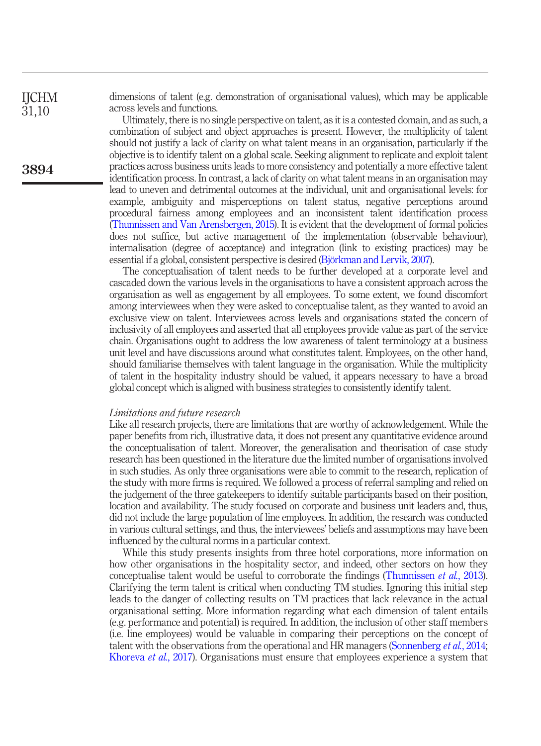dimensions of talent (e.g. demonstration of organisational values), which may be applicable across levels and functions.

Ultimately, there is no single perspective on talent, as it is a contested domain, and as such, a combination of subject and object approaches is present. However, the multiplicity of talent should not justify a lack of clarity on what talent means in an organisation, particularly if the objective is to identify talent on a global scale. Seeking alignment to replicate and exploit talent practices across business units leads to more consistency and potentially a more effective talent identification process. In contrast, a lack of clarity on what talent means in an organisation may lead to uneven and detrimental outcomes at the individual, unit and organisational levels: for example, ambiguity and misperceptions on talent status, negative perceptions around procedural fairness among employees and an inconsistent talent identification process (Thunnissen and Van Arensbergen, 2015). It is evident that the development of formal policies does not suffice, but active management of the implementation (observable behaviour), internalisation (degree of acceptance) and integration (link to existing practices) may be essential if a global, consistent perspective is desired (Björkman and Lervik, 2007).

The conceptualisation of talent needs to be further developed at a corporate level and cascaded down the various levels in the organisations to have a consistent approach across the organisation as well as engagement by all employees. To some extent, we found discomfort among interviewees when they were asked to conceptualise talent, as they wanted to avoid an exclusive view on talent. Interviewees across levels and organisations stated the concern of inclusivity of all employees and asserted that all employees provide value as part of the service chain. Organisations ought to address the low awareness of talent terminology at a business unit level and have discussions around what constitutes talent. Employees, on the other hand, should familiarise themselves with talent language in the organisation. While the multiplicity of talent in the hospitality industry should be valued, it appears necessary to have a broad global concept which is aligned with business strategies to consistently identify talent.

### *Limitations and future research*

Like all research projects, there are limitations that are worthy of acknowledgement. While the paper benefits from rich, illustrative data, it does not present any quantitative evidence around the conceptualisation of talent. Moreover, the generalisation and theorisation of case study research has been questioned in the literature due the limited number of organisations involved in such studies. As only three organisations were able to commit to the research, replication of the study with more firms is required. We followed a process of referral sampling and relied on the judgement of the three gatekeepers to identify suitable participants based on their position, location and availability. The study focused on corporate and business unit leaders and, thus, did not include the large population of line employees. In addition, the research was conducted in various cultural settings, and thus, the interviewees' beliefs and assumptions may have been influenced by the cultural norms in a particular context.

While this study presents insights from three hotel corporations, more information on how other organisations in the hospitality sector, and indeed, other sectors on how they conceptualise talent would be useful to corroborate the findings (Thunnissen *et al.*, 2013). Clarifying the term talent is critical when conducting TM studies. Ignoring this initial step leads to the danger of collecting results on TM practices that lack relevance in the actual organisational setting. More information regarding what each dimension of talent entails (e.g. performance and potential) is required. In addition, the inclusion of other staff members (i.e. line employees) would be valuable in comparing their perceptions on the concept of talent with the observations from the operational and HR managers (Sonnenberg *et al.*, 2014; Khoreva *et al.*, 2017). Organisations must ensure that employees experience a system that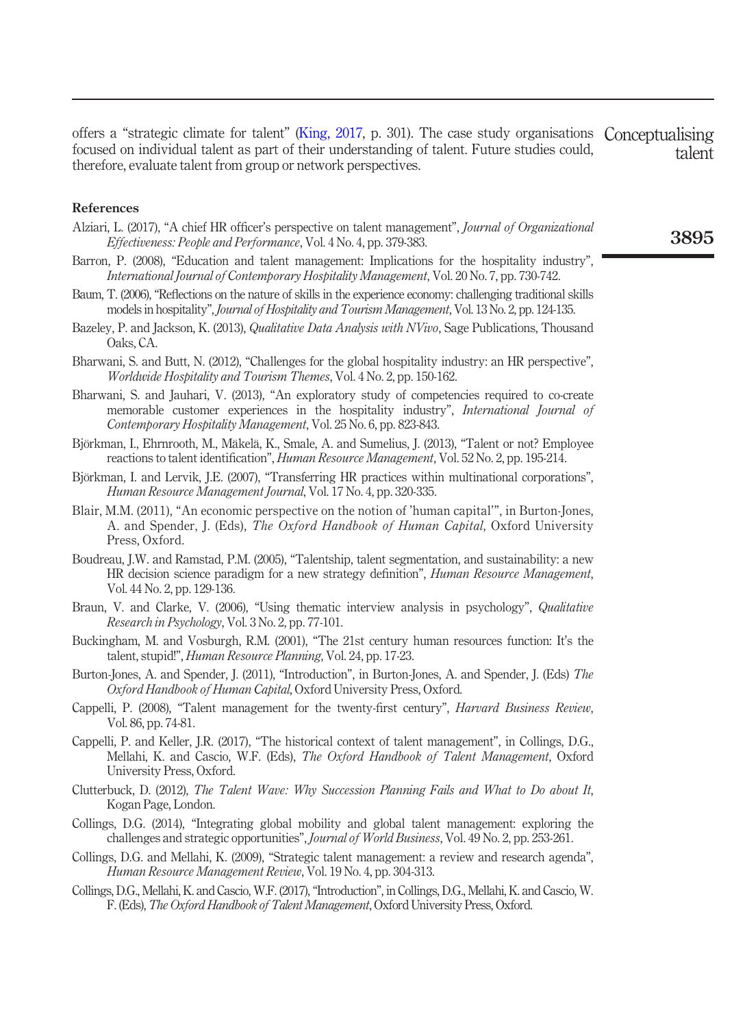offers a "strategic climate for talent" (King, 2017, p. 301). The case study organisations focused on individual talent as part of their understanding of talent. Future studies could, therefore, evaluate talent from group or network perspectives.

### References

Alziari, L. (2017), "A chief HR officer's perspective on talent management", *Journal of Organizational Effectiveness: People and Performance*, Vol. 4 No. 4, pp. 379-383.

Barron, P. (2008), "Education and talent management: Implications for the hospitality industry", *International Journal of Contemporary Hospitality Management*, Vol. 20 No. 7, pp. 730-742.

Baum, T. (2006), "Reflections on the nature of skills in the experience economy: challenging traditional skills models in hospitality", *Journal of Hospitality and Tourism Management*, Vol. 13 No. 2, pp. 124-135.

Bazeley, P. and Jackson, K. (2013), *Qualitative Data Analysis with NVivo*, Sage Publications, Thousand Oaks, CA.

Bharwani, S. and Butt, N. (2012), "Challenges for the global hospitality industry: an HR perspective", *Worldwide Hospitality and Tourism Themes*, Vol. 4 No. 2, pp. 150-162.

Bharwani, S. and Jauhari, V. (2013), "An exploratory study of competencies required to co-create memorable customer experiences in the hospitality industry", *International Journal of Contemporary Hospitality Management*, Vol. 25 No. 6, pp. 823-843.

Björkman, I., Ehrnrooth, M., Mäkelä, K., Smale, A. and Sumelius, J. (2013), "Talent or not? Employee reactions to talent identification", *Human Resource Management*, Vol. 52 No. 2, pp. 195-214.

Björkman, I. and Lervik, J.E. (2007), "Transferring HR practices within multinational corporations", *Human Resource Management Journal*, Vol. 17 No. 4, pp. 320-335.

Blair, M.M. (2011), "An economic perspective on the notion of 'human capital'", in Burton-Jones, A. and Spender, J. (Eds), *The Oxford Handbook of Human Capital*, Oxford University Press, Oxford.

Boudreau, J.W. and Ramstad, P.M. (2005), "Talentship, talent segmentation, and sustainability: a new HR decision science paradigm for a new strategy definition", *Human Resource Management*, Vol. 44 No. 2, pp. 129-136.

Braun, V. and Clarke, V. (2006), "Using thematic interview analysis in psychology", *Qualitative Research in Psychology*, Vol. 3 No. 2, pp. 77-101.

Buckingham, M. and Vosburgh, R.M. (2001), "The 21st century human resources function: It's the talent, stupid!", *Human Resource Planning*, Vol. 24, pp. 17-23.

Burton-Jones, A. and Spender, J. (2011), "Introduction", in Burton-Jones, A. and Spender, J. (Eds) *The Oxford Handbook of Human Capital*, Oxford University Press, Oxford.

Cappelli, P. (2008), "Talent management for the twenty-first century", *Harvard Business Review*, Vol. 86, pp. 74-81.

Cappelli, P. and Keller, J.R. (2017), "The historical context of talent management", in Collings, D.G., Mellahi, K. and Cascio, W.F. (Eds), *The Oxford Handbook of Talent Management*, Oxford University Press, Oxford.

Clutterbuck, D. (2012), *The Talent Wave: Why Succession Planning Fails and What to Do about It*, Kogan Page, London.

Collings, D.G. (2014), "Integrating global mobility and global talent management: exploring the challenges and strategic opportunities", *Journal of World Business*, Vol. 49 No. 2, pp. 253-261.

Collings, D.G. and Mellahi, K. (2009), "Strategic talent management: a review and research agenda", *Human Resource Management Review*, Vol. 19 No. 4, pp. 304-313.

Collings, D.G., Mellahi, K. and Cascio, W.F. (2017), "Introduction", in Collings, D.G., Mellahi, K. and Cascio, W. F. (Eds), *The Oxford Handbook of Talent Management*, Oxford University Press, Oxford.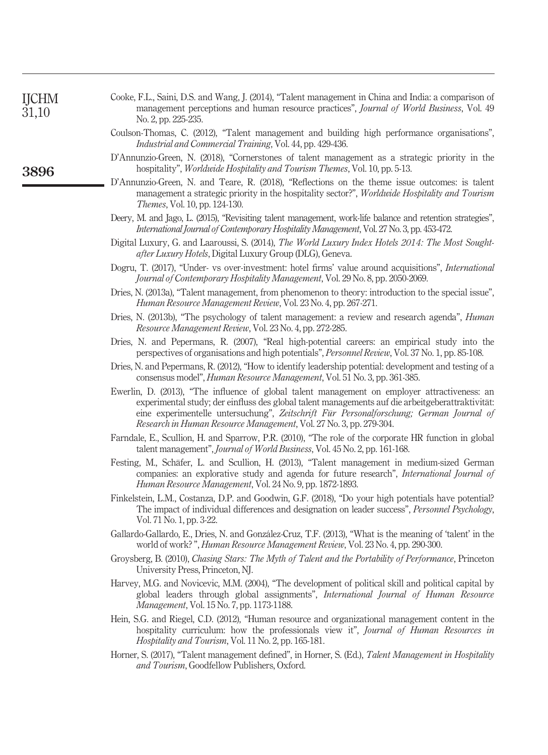Cooke, F.L., Saini, D.S. and Wang, J. (2014), "Talent management in China and India: a comparison of management perceptions and human resource practices", *Journal of World Business*, Vol. 49 No. 2, pp. 225-235.

Coulson-Thomas, C. (2012), "Talent management and building high performance organisations", *Industrial and Commercial Training*, Vol. 44, pp. 429-436.

D'Annunzio-Green, N. (2018), "Cornerstones of talent management as a strategic priority in the hospitality", *Worldwide Hospitality and Tourism Themes*, Vol. 10, pp. 5-13.

D'Annunzio-Green, N. and Teare, R. (2018), "Reflections on the theme issue outcomes: is talent management a strategic priority in the hospitality sector?", *Worldwide Hospitality and Tourism Themes*, Vol. 10, pp. 124-130.

Deery, M. and Jago, L. (2015), "Revisiting talent management, work-life balance and retention strategies", *International Journal of Contemporary Hospitality Management*, Vol. 27 No. 3, pp. 453-472.

Digital Luxury, G. and Laaroussi, S. (2014), *The World Luxury Index Hotels 2014: The Most Sought-after Luxury Hotels*, Digital Luxury Group (DLG), Geneva.

Dogru, T. (2017), "Under- vs over-investment: hotel firms' value around acquisitions", *International Journal of Contemporary Hospitality Management*, Vol. 29 No. 8, pp. 2050-2069.

Dries, N. (2013a), "Talent management, from phenomenon to theory: introduction to the special issue", *Human Resource Management Review*, Vol. 23 No. 4, pp. 267-271.

Dries, N. (2013b), "The psychology of talent management: a review and research agenda", *Human Resource Management Review*, Vol. 23 No. 4, pp. 272-285.

Dries, N. and Pepermans, R. (2007), "Real high-potential careers: an empirical study into the perspectives of organisations and high potentials", *Personnel Review*, Vol. 37 No. 1, pp. 85-108.

Dries, N. and Pepermans, R. (2012), "How to identify leadership potential: development and testing of a consensus model", *Human Resource Management*, Vol. 51 No. 3, pp. 361-385.

Ewerlin, D. (2013), "The influence of global talent management on employer attractiveness: an experimental study; der einfluss des global talent managements auf die arbeitgeberattraktivität: eine experimentelle untersuchung", *Zeitschrift Für Personalforschung; German Journal of Research in Human Resource Management*, Vol. 27 No. 3, pp. 279-304.

Farndale, E., Scullion, H. and Sparrow, P.R. (2010), "The role of the corporate HR function in global talent management", *Journal of World Business*, Vol. 45 No. 2, pp. 161-168.

Festing, M., Schäfer, L. and Scullion, H. (2013), "Talent management in medium-sized German companies: an explorative study and agenda for future research", *International Journal of Human Resource Management*, Vol. 24 No. 9, pp. 1872-1893.

Finkelstein, L.M., Costanza, D.P. and Goodwin, G.F. (2018), "Do your high potentials have potential? The impact of individual differences and designation on leader success", *Personnel Psychology*, Vol. 71 No. 1, pp. 3-22.

Gallardo-Gallardo, E., Dries, N. and González-Cruz, T.F. (2013), "What is the meaning of 'talent' in the world of work? ", *Human Resource Management Review*, Vol. 23 No. 4, pp. 290-300.

Groysberg, B. (2010), *Chasing Stars: The Myth of Talent and the Portability of Performance*, Princeton University Press, Princeton, NJ.

Harvey, M.G. and Novicevic, M.M. (2004), "The development of political skill and political capital by global leaders through global assignments", *International Journal of Human Resource Management*, Vol. 15 No. 7, pp. 1173-1188.

Hein, S.G. and Riegel, C.D. (2012), "Human resource and organizational management content in the hospitality curriculum: how the professionals view it", *Journal of Human Resources in Hospitality and Tourism*, Vol. 11 No. 2, pp. 165-181.

Horner, S. (2017), "Talent management defined", in Horner, S. (Ed.), *Talent Management in Hospitality and Tourism*, Goodfellow Publishers, Oxford.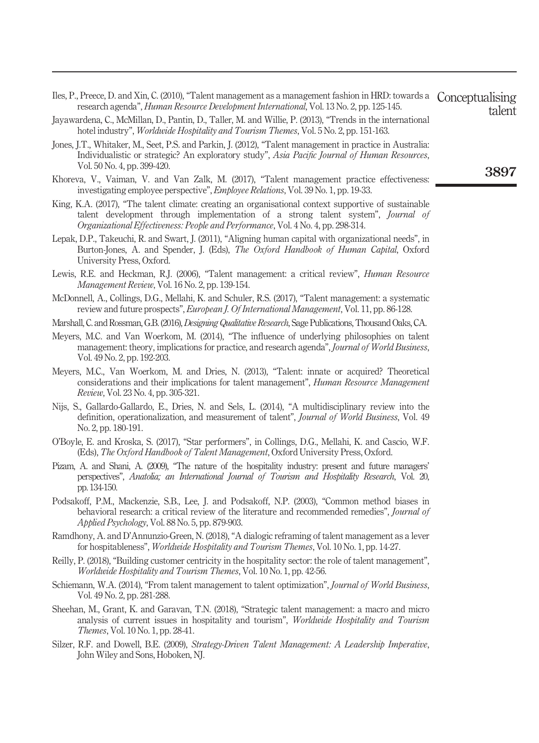Iles, P., Preece, D. and Xin, C. (2010), "Talent management as a management fashion in HRD: towards a research agenda", *Human Resource Development International*, Vol. 13 No. 2, pp. 125-145.

Jayawardena, C., McMillan, D., Pantin, D., Taller, M. and Willie, P. (2013), "Trends in the international hotel industry", *Worldwide Hospitality and Tourism Themes*, Vol. 5 No. 2, pp. 151-163.

Jones, J.T., Whitaker, M., Seet, P.S. and Parkin, J. (2012), "Talent management in practice in Australia: Individualistic or strategic? An exploratory study", *Asia Pacific Journal of Human Resources*, Vol. 50 No. 4, pp. 399-420.

Khoreva, V., Vaiman, V. and Van Zalk, M. (2017), "Talent management practice effectiveness: investigating employee perspective", *Employee Relations*, Vol. 39 No. 1, pp. 19-33.

King, K.A. (2017), "The talent climate: creating an organisational context supportive of sustainable talent development through implementation of a strong talent system", *Journal of Organizational Effectiveness: People and Performance*, Vol. 4 No. 4, pp. 298-314.

Lepak, D.P., Takeuchi, R. and Swart, J. (2011), "Aligning human capital with organizational needs", in Burton-Jones, A. and Spender, J. (Eds), *The Oxford Handbook of Human Capital*, Oxford University Press, Oxford.

Lewis, R.E. and Heckman, R.J. (2006), "Talent management: a critical review", *Human Resource Management Review*, Vol. 16 No. 2, pp. 139-154.

McDonnell, A., Collings, D.G., Mellahi, K. and Schuler, R.S. (2017), "Talent management: a systematic review and future prospects", *European J. Of International Management*, Vol. 11, pp. 86-128.

Marshall, C. and Rossman, G.B. (2016), *Designing Qualitative Research*, Sage Publications, Thousand Oaks, CA.

Meyers, M.C. and Van Woerkom, M. (2014), "The influence of underlying philosophies on talent management: theory, implications for practice, and research agenda", *Journal of World Business*, Vol. 49 No. 2, pp. 192-203.

Meyers, M.C., Van Woerkom, M. and Dries, N. (2013), "Talent: innate or acquired? Theoretical considerations and their implications for talent management", *Human Resource Management Review*, Vol. 23 No. 4, pp. 305-321.

Nijs, S., Gallardo-Gallardo, E., Dries, N. and Sels, L. (2014), "A multidisciplinary review into the definition, operationalization, and measurement of talent", *Journal of World Business*, Vol. 49 No. 2, pp. 180-191.

O'Boyle, E. and Kroska, S. (2017), "Star performers", in Collings, D.G., Mellahi, K. and Cascio, W.F. (Eds), *The Oxford Handbook of Talent Management*, Oxford University Press, Oxford.

Pizam, A. and Shani, A. (2009), "The nature of the hospitality industry: present and future managers' perspectives", *Anatolia; an International Journal of Tourism and Hospitality Research*, Vol. 20, pp. 134-150.

Podsakoff, P.M., Mackenzie, S.B., Lee, J. and Podsakoff, N.P. (2003), "Common method biases in behavioral research: a critical review of the literature and recommended remedies", *Journal of Applied Psychology*, Vol. 88 No. 5, pp. 879-903.

Ramdhony, A. and D'Annunzio-Green, N. (2018), "A dialogic reframing of talent management as a lever for hospitableness", *Worldwide Hospitality and Tourism Themes*, Vol. 10 No. 1, pp. 14-27.

Reilly, P. (2018), "Building customer centricity in the hospitality sector: the role of talent management", *Worldwide Hospitality and Tourism Themes*, Vol. 10 No. 1, pp. 42-56.

Schiemann, W.A. (2014), "From talent management to talent optimization", *Journal of World Business*, Vol. 49 No. 2, pp. 281-288.

Sheehan, M., Grant, K. and Garavan, T.N. (2018), "Strategic talent management: a macro and micro analysis of current issues in hospitality and tourism", *Worldwide Hospitality and Tourism Themes*, Vol. 10 No. 1, pp. 28-41.

Silzer, R.F. and Dowell, B.E. (2009), *Strategy-Driven Talent Management: A Leadership Imperative*, John Wiley and Sons, Hoboken, NJ.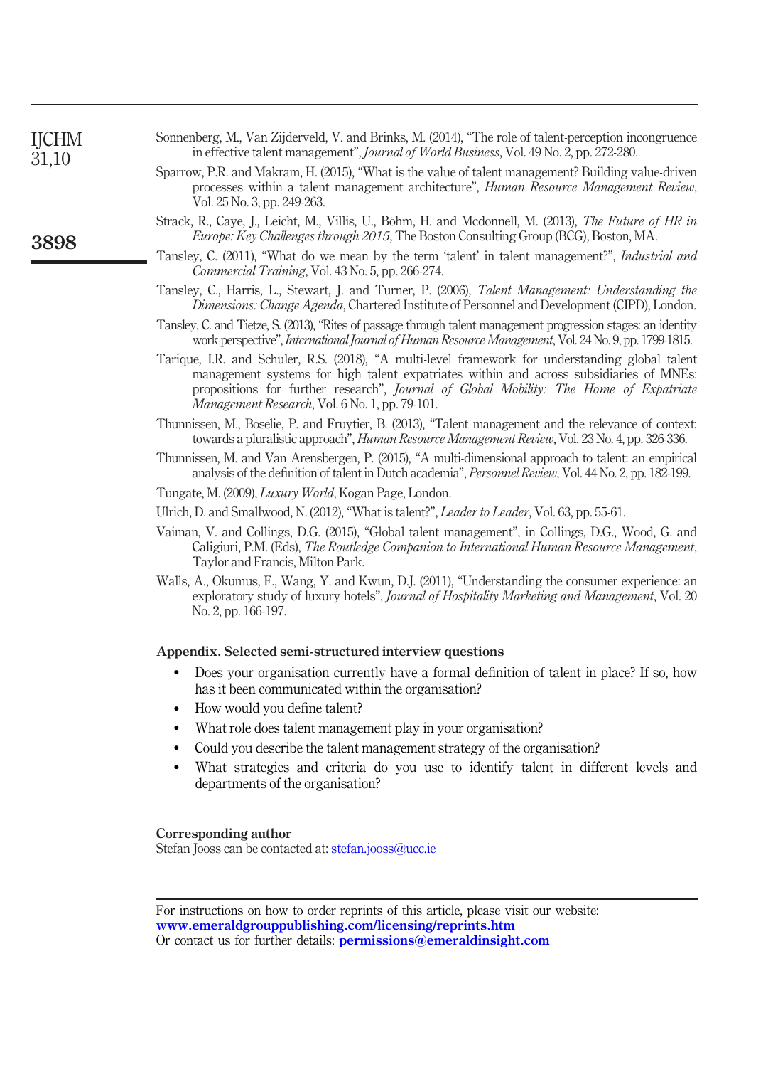Sonnenberg, M., Van Zijderveld, V. and Brinks, M. (2014), "The role of talent-perception incongruence in effective talent management", *Journal of World Business*, Vol. 49 No. 2, pp. 272-280.

Sparrow, P.R. and Makram, H. (2015), "What is the value of talent management? Building value-driven processes within a talent management architecture", *Human Resource Management Review*, Vol. 25 No. 3, pp. 249-263.

Strack, R., Caye, J., Leicht, M., Villis, U., Böhm, H. and Mcdonnell, M. (2013), *The Future of HR in Europe: Key Challenges through 2015*, The Boston Consulting Group (BCG), Boston, MA.

Tansley, C. (2011), "What do we mean by the term 'talent' in talent management?", *Industrial and Commercial Training*, Vol. 43 No. 5, pp. 266-274.

Tansley, C., Harris, L., Stewart, J. and Turner, P. (2006), *Talent Management: Understanding the Dimensions: Change Agenda*, Chartered Institute of Personnel and Development (CIPD), London.

Tansley, C. and Tietze, S. (2013), "Rites of passage through talent management progression stages: an identity work perspective", *International Journal of Human Resource Management*, Vol. 24 No. 9, pp. 1799-1815.

Tarique, I.R. and Schuler, R.S. (2018), "A multi-level framework for understanding global talent management systems for high talent expatriates within and across subsidiaries of MNEs: propositions for further research", *Journal of Global Mobility: The Home of Expatriate Management Research*, Vol. 6 No. 1, pp. 79-101.

Thunnissen, M., Boselie, P. and Fruytier, B. (2013), "Talent management and the relevance of context: towards a pluralistic approach", *Human Resource Management Review*, Vol. 23 No. 4, pp. 326-336.

Thunnissen, M. and Van Arensbergen, P. (2015), "A multi-dimensional approach to talent: an empirical analysis of the definition of talent in Dutch academia", *Personnel Review*, Vol. 44 No. 2, pp. 182-199.

Tungate, M. (2009), *Luxury World*, Kogan Page, London.

Ulrich, D. and Smallwood, N. (2012), "What is talent?", *Leader to Leader*, Vol. 63, pp. 55-61.

Vaiman, V. and Collings, D.G. (2015), "Global talent management", in Collings, D.G., Wood, G. and Caligiuri, P.M. (Eds), *The Routledge Companion to International Human Resource Management*, Taylor and Francis, Milton Park.

Walls, A., Okumus, F., Wang, Y. and Kwun, D.J. (2011), "Understanding the consumer experience: an exploratory study of luxury hotels", *Journal of Hospitality Marketing and Management*, Vol. 20 No. 2, pp. 166-197.

## Appendix. Selected semi-structured interview questions

- Does your organisation currently have a formal definition of talent in place? If so, how has it been communicated within the organisation?
- How would you define talent?
- What role does talent management play in your organisation?
- Could you describe the talent management strategy of the organisation?
- What strategies and criteria do you use to identify talent in different levels and departments of the organisation?

### Corresponding author

Stefan Jooss can be contacted at: stefan.jooss@ucc.ie

For instructions on how to order reprints of this article, please visit our website:
**www.emeraldgrouppublishing.com/licensing/reprints.htm**
Or contact us for further details: **permissions@emeraldinsight.com**